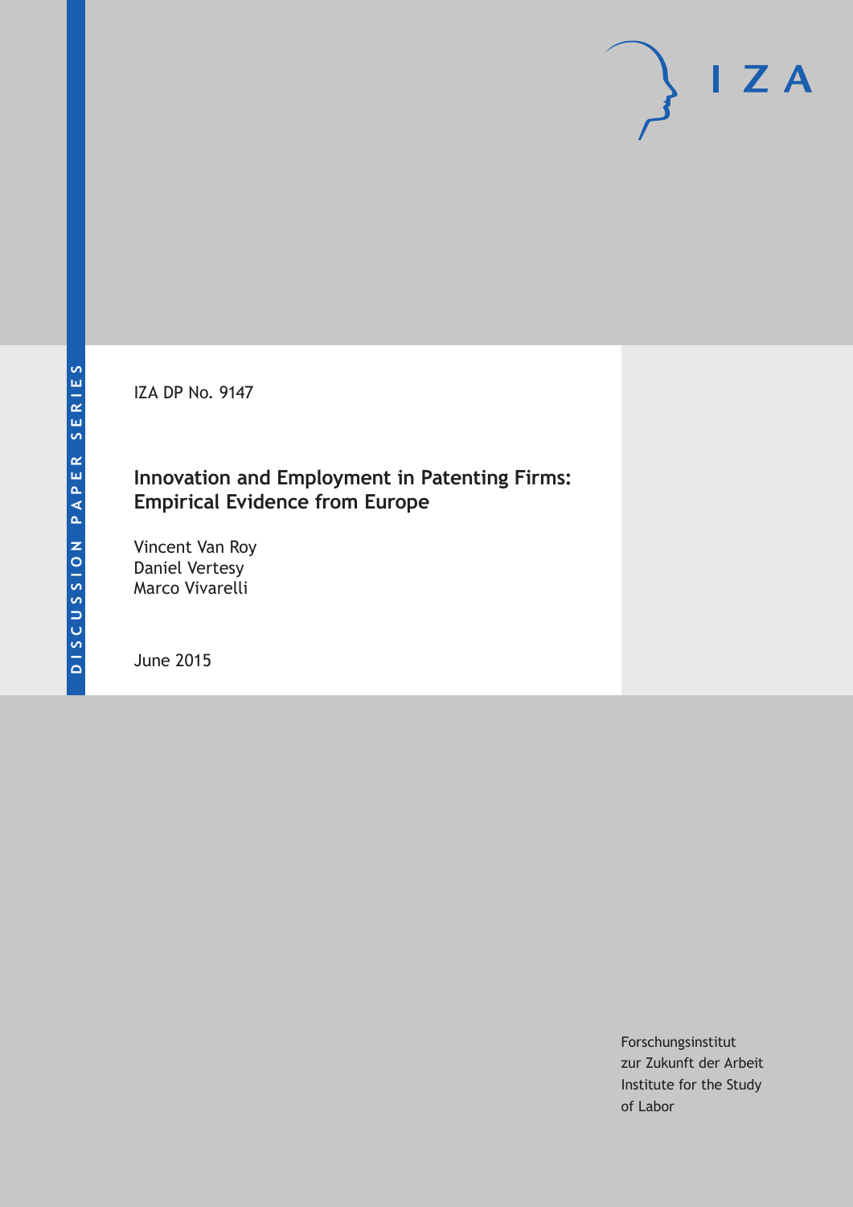DISCUSSION PAPER SERIES

IZA

IZA DP No. 9147

# Innovation and Employment in Patenting Firms: Empirical Evidence from Europe

Vincent Van Roy
Daniel Vertesy
Marco Vivarelli

June 2015

Forschungsinstitut
zur Zukunft der Arbeit
Institute for the Study
of Labor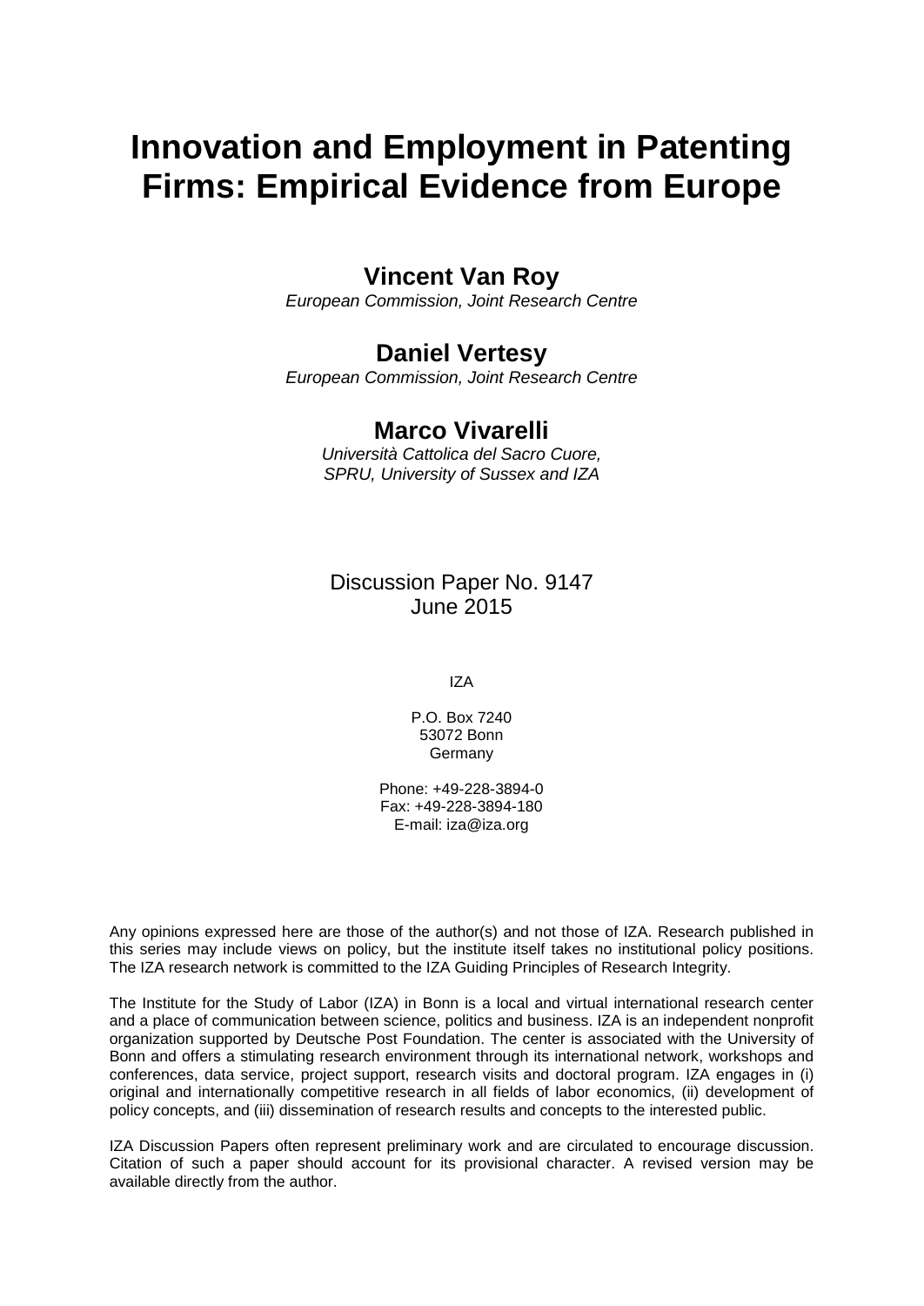# Innovation and Employment in Patenting Firms: Empirical Evidence from Europe

## Vincent Van Roy

*European Commission, Joint Research Centre*

## Daniel Vertesy

*European Commission, Joint Research Centre*

## Marco Vivarelli

*Università Cattolica del Sacro Cuore, SPRU, University of Sussex and IZA*

Discussion Paper No. 9147
June 2015

IZA

P.O. Box 7240
53072 Bonn
Germany

Phone: +49-228-3894-0
Fax: +49-228-3894-180
E-mail: iza@iza.org

Any opinions expressed here are those of the author(s) and not those of IZA. Research published in this series may include views on policy, but the institute itself takes no institutional policy positions. The IZA research network is committed to the IZA Guiding Principles of Research Integrity.

The Institute for the Study of Labor (IZA) in Bonn is a local and virtual international research center and a place of communication between science, politics and business. IZA is an independent nonprofit organization supported by Deutsche Post Foundation. The center is associated with the University of Bonn and offers a stimulating research environment through its international network, workshops and conferences, data service, project support, research visits and doctoral program. IZA engages in (i) original and internationally competitive research in all fields of labor economics, (ii) development of policy concepts, and (iii) dissemination of research results and concepts to the interested public.

IZA Discussion Papers often represent preliminary work and are circulated to encourage discussion. Citation of such a paper should account for its provisional character. A revised version may be available directly from the author.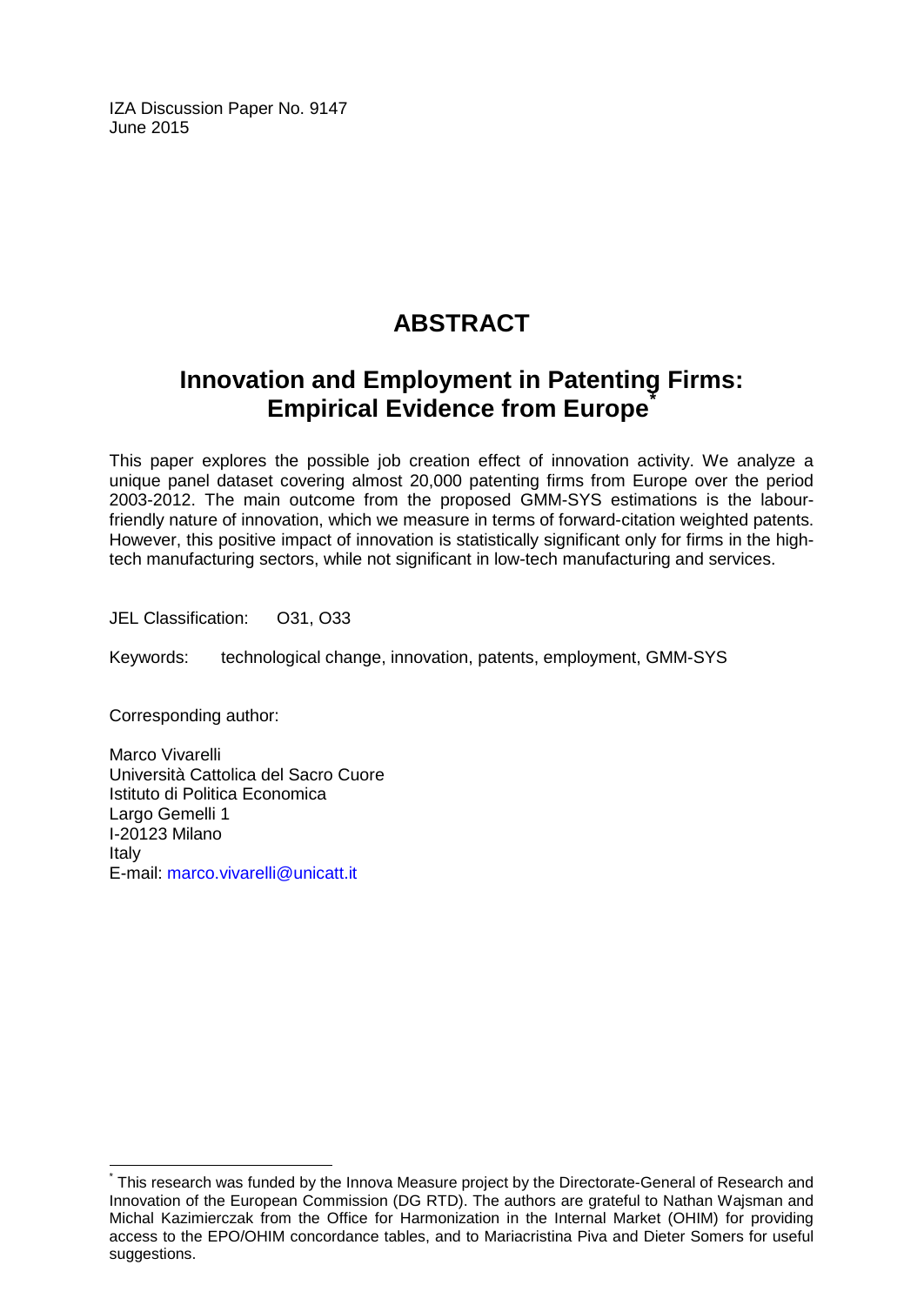IZA Discussion Paper No. 9147
June 2015

# ABSTRACT

## Innovation and Employment in Patenting Firms: Empirical Evidence from Europe[*]

This paper explores the possible job creation effect of innovation activity. We analyze a unique panel dataset covering almost 20,000 patenting firms from Europe over the period 2003-2012. The main outcome from the proposed GMM-SYS estimations is the labour-friendly nature of innovation, which we measure in terms of forward-citation weighted patents. However, this positive impact of innovation is statistically significant only for firms in the high-tech manufacturing sectors, while not significant in low-tech manufacturing and services.

JEL Classification: O31, O33

Keywords: technological change, innovation, patents, employment, GMM-SYS

Corresponding author:

Marco Vivarelli
Università Cattolica del Sacro Cuore
Istituto di Politica Economica
Largo Gemelli 1
I-20123 Milano
Italy
E-mail: marco.vivarelli@unicatt.it

---

[*] This research was funded by the Innova Measure project by the Directorate-General of Research and Innovation of the European Commission (DG RTD). The authors are grateful to Nathan Wajsman and Michal Kazimierczak from the Office for Harmonization in the Internal Market (OHIM) for providing access to the EPO/OHIM concordance tables, and to Mariacristina Piva and Dieter Somers for useful suggestions.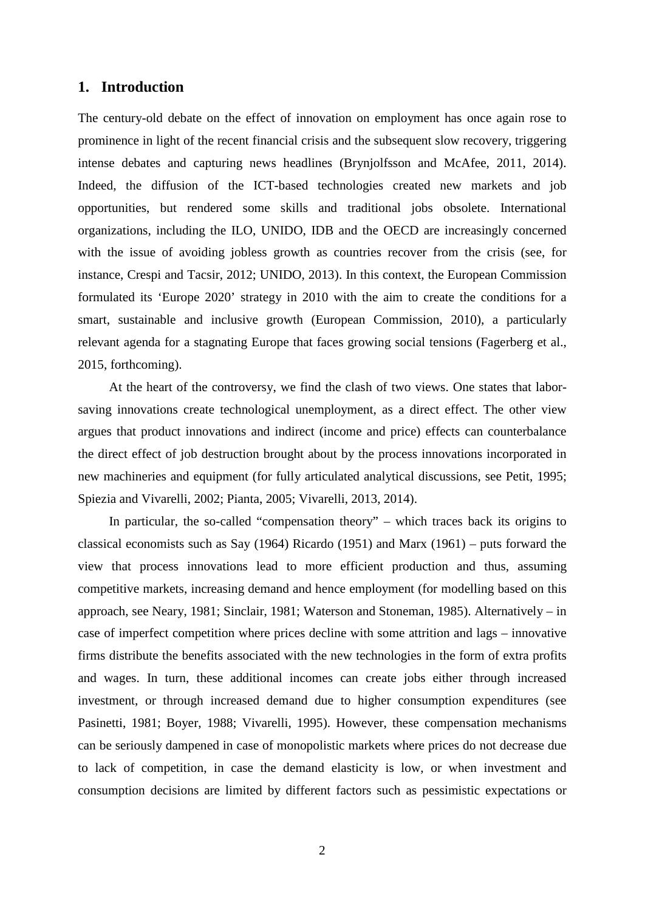## 1. Introduction

The century-old debate on the effect of innovation on employment has once again rose to prominence in light of the recent financial crisis and the subsequent slow recovery, triggering intense debates and capturing news headlines (Brynjolfsson and McAfee, 2011, 2014). Indeed, the diffusion of the ICT-based technologies created new markets and job opportunities, but rendered some skills and traditional jobs obsolete. International organizations, including the ILO, UNIDO, IDB and the OECD are increasingly concerned with the issue of avoiding jobless growth as countries recover from the crisis (see, for instance, Crespi and Tacsir, 2012; UNIDO, 2013). In this context, the European Commission formulated its 'Europe 2020' strategy in 2010 with the aim to create the conditions for a smart, sustainable and inclusive growth (European Commission, 2010), a particularly relevant agenda for a stagnating Europe that faces growing social tensions (Fagerberg et al., 2015, forthcoming).

At the heart of the controversy, we find the clash of two views. One states that labor-saving innovations create technological unemployment, as a direct effect. The other view argues that product innovations and indirect (income and price) effects can counterbalance the direct effect of job destruction brought about by the process innovations incorporated in new machineries and equipment (for fully articulated analytical discussions, see Petit, 1995; Spiezia and Vivarelli, 2002; Pianta, 2005; Vivarelli, 2013, 2014).

In particular, the so-called "compensation theory" – which traces back its origins to classical economists such as Say (1964) Ricardo (1951) and Marx (1961) – puts forward the view that process innovations lead to more efficient production and thus, assuming competitive markets, increasing demand and hence employment (for modelling based on this approach, see Neary, 1981; Sinclair, 1981; Waterson and Stoneman, 1985). Alternatively – in case of imperfect competition where prices decline with some attrition and lags – innovative firms distribute the benefits associated with the new technologies in the form of extra profits and wages. In turn, these additional incomes can create jobs either through increased investment, or through increased demand due to higher consumption expenditures (see Pasinetti, 1981; Boyer, 1988; Vivarelli, 1995). However, these compensation mechanisms can be seriously dampened in case of monopolistic markets where prices do not decrease due to lack of competition, in case the demand elasticity is low, or when investment and consumption decisions are limited by different factors such as pessimistic expectations or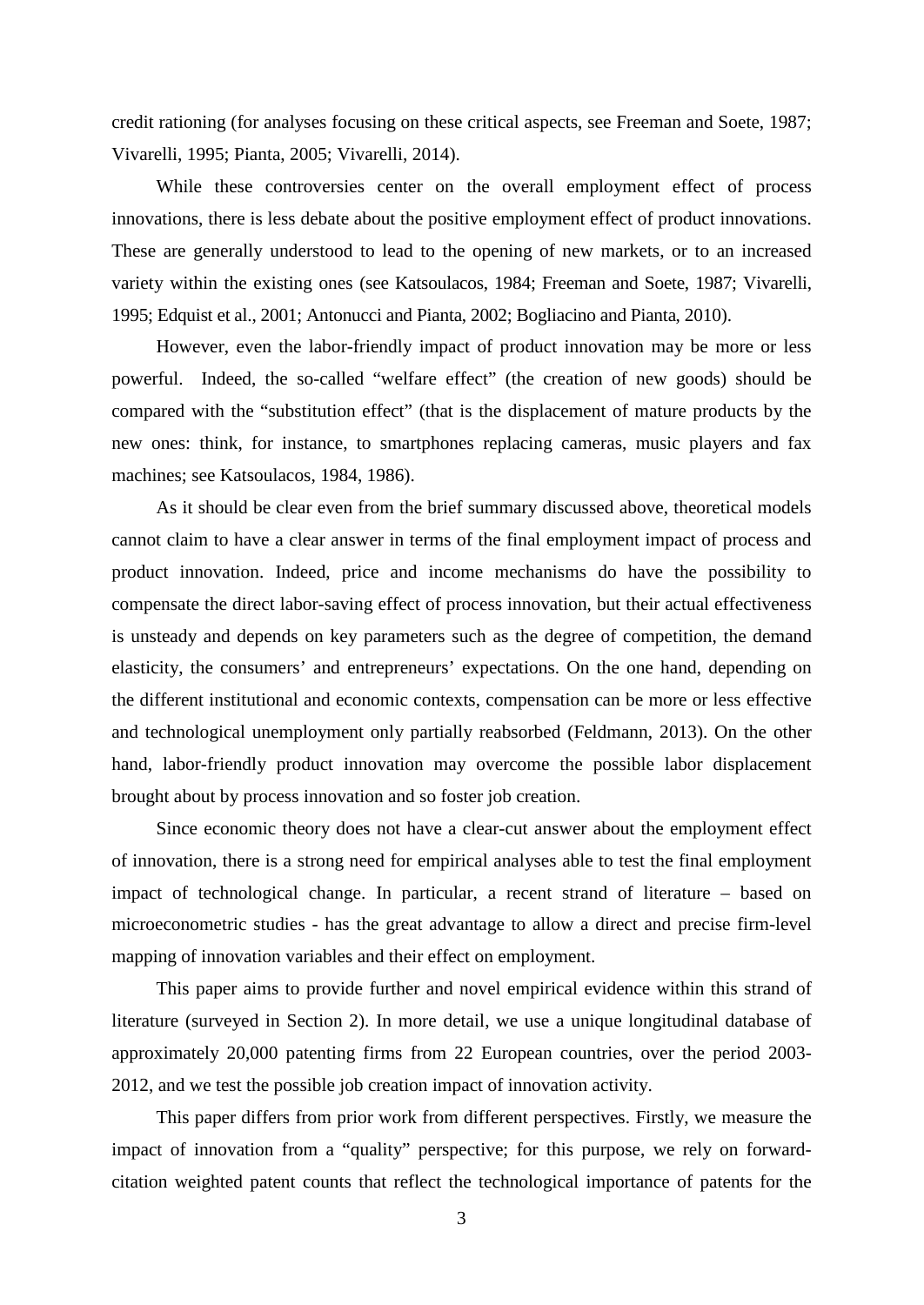credit rationing (for analyses focusing on these critical aspects, see Freeman and Soete, 1987; Vivarelli, 1995; Pianta, 2005; Vivarelli, 2014).

While these controversies center on the overall employment effect of process innovations, there is less debate about the positive employment effect of product innovations. These are generally understood to lead to the opening of new markets, or to an increased variety within the existing ones (see Katsoulacos, 1984; Freeman and Soete, 1987; Vivarelli, 1995; Edquist et al., 2001; Antonucci and Pianta, 2002; Bogliacino and Pianta, 2010).

However, even the labor-friendly impact of product innovation may be more or less powerful. Indeed, the so-called "welfare effect" (the creation of new goods) should be compared with the "substitution effect" (that is the displacement of mature products by the new ones: think, for instance, to smartphones replacing cameras, music players and fax machines; see Katsoulacos, 1984, 1986).

As it should be clear even from the brief summary discussed above, theoretical models cannot claim to have a clear answer in terms of the final employment impact of process and product innovation. Indeed, price and income mechanisms do have the possibility to compensate the direct labor-saving effect of process innovation, but their actual effectiveness is unsteady and depends on key parameters such as the degree of competition, the demand elasticity, the consumers' and entrepreneurs' expectations. On the one hand, depending on the different institutional and economic contexts, compensation can be more or less effective and technological unemployment only partially reabsorbed (Feldmann, 2013). On the other hand, labor-friendly product innovation may overcome the possible labor displacement brought about by process innovation and so foster job creation.

Since economic theory does not have a clear-cut answer about the employment effect of innovation, there is a strong need for empirical analyses able to test the final employment impact of technological change. In particular, a recent strand of literature – based on microeconometric studies - has the great advantage to allow a direct and precise firm-level mapping of innovation variables and their effect on employment.

This paper aims to provide further and novel empirical evidence within this strand of literature (surveyed in Section 2). In more detail, we use a unique longitudinal database of approximately 20,000 patenting firms from 22 European countries, over the period 2003-2012, and we test the possible job creation impact of innovation activity.

This paper differs from prior work from different perspectives. Firstly, we measure the impact of innovation from a "quality" perspective; for this purpose, we rely on forward-citation weighted patent counts that reflect the technological importance of patents for the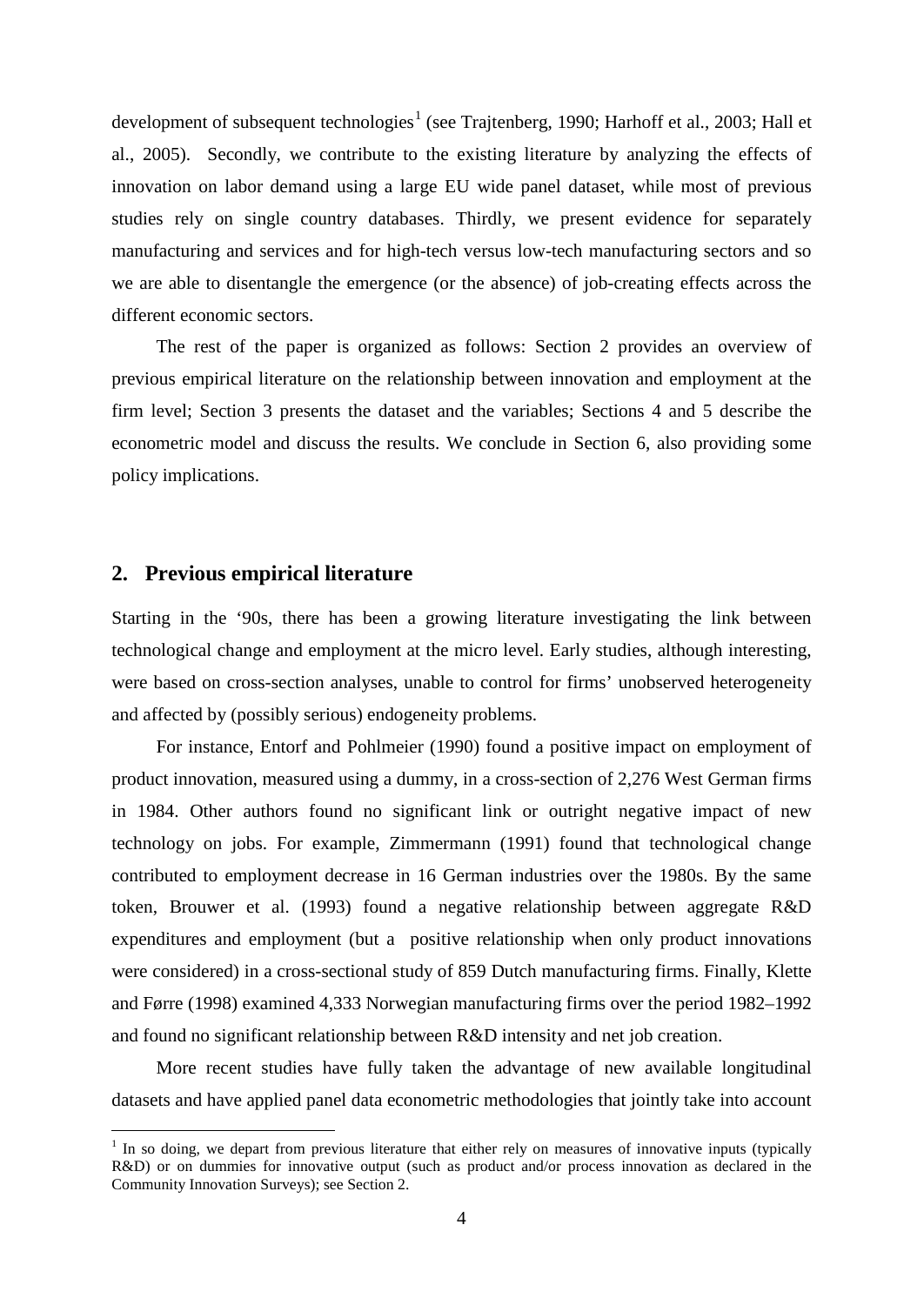development of subsequent technologies[1] (see Trajtenberg, 1990; Harhoff et al., 2003; Hall et al., 2005). Secondly, we contribute to the existing literature by analyzing the effects of innovation on labor demand using a large EU wide panel dataset, while most of previous studies rely on single country databases. Thirdly, we present evidence for separately manufacturing and services and for high-tech versus low-tech manufacturing sectors and so we are able to disentangle the emergence (or the absence) of job-creating effects across the different economic sectors.

The rest of the paper is organized as follows: Section 2 provides an overview of previous empirical literature on the relationship between innovation and employment at the firm level; Section 3 presents the dataset and the variables; Sections 4 and 5 describe the econometric model and discuss the results. We conclude in Section 6, also providing some policy implications.

## 2. Previous empirical literature

Starting in the '90s, there has been a growing literature investigating the link between technological change and employment at the micro level. Early studies, although interesting, were based on cross-section analyses, unable to control for firms' unobserved heterogeneity and affected by (possibly serious) endogeneity problems.

For instance, Entorf and Pohlmeier (1990) found a positive impact on employment of product innovation, measured using a dummy, in a cross-section of 2,276 West German firms in 1984. Other authors found no significant link or outright negative impact of new technology on jobs. For example, Zimmermann (1991) found that technological change contributed to employment decrease in 16 German industries over the 1980s. By the same token, Brouwer et al. (1993) found a negative relationship between aggregate R&D expenditures and employment (but a positive relationship when only product innovations were considered) in a cross-sectional study of 859 Dutch manufacturing firms. Finally, Klette and Førre (1998) examined 4,333 Norwegian manufacturing firms over the period 1982–1992 and found no significant relationship between R&D intensity and net job creation.

More recent studies have fully taken the advantage of new available longitudinal datasets and have applied panel data econometric methodologies that jointly take into account

[1] In so doing, we depart from previous literature that either rely on measures of innovative inputs (typically R&D) or on dummies for innovative output (such as product and/or process innovation as declared in the Community Innovation Surveys); see Section 2.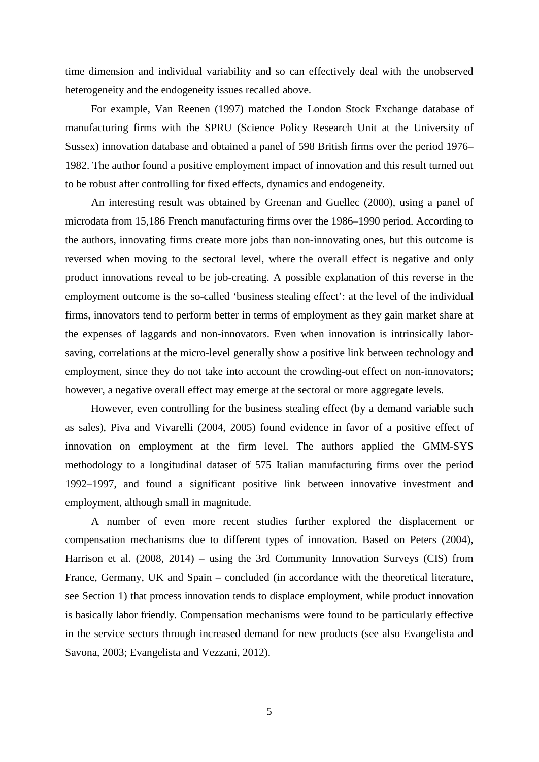time dimension and individual variability and so can effectively deal with the unobserved heterogeneity and the endogeneity issues recalled above.

For example, Van Reenen (1997) matched the London Stock Exchange database of manufacturing firms with the SPRU (Science Policy Research Unit at the University of Sussex) innovation database and obtained a panel of 598 British firms over the period 1976–1982. The author found a positive employment impact of innovation and this result turned out to be robust after controlling for fixed effects, dynamics and endogeneity.

An interesting result was obtained by Greenan and Guellec (2000), using a panel of microdata from 15,186 French manufacturing firms over the 1986–1990 period. According to the authors, innovating firms create more jobs than non-innovating ones, but this outcome is reversed when moving to the sectoral level, where the overall effect is negative and only product innovations reveal to be job-creating. A possible explanation of this reverse in the employment outcome is the so-called 'business stealing effect': at the level of the individual firms, innovators tend to perform better in terms of employment as they gain market share at the expenses of laggards and non-innovators. Even when innovation is intrinsically labor-saving, correlations at the micro-level generally show a positive link between technology and employment, since they do not take into account the crowding-out effect on non-innovators; however, a negative overall effect may emerge at the sectoral or more aggregate levels.

However, even controlling for the business stealing effect (by a demand variable such as sales), Piva and Vivarelli (2004, 2005) found evidence in favor of a positive effect of innovation on employment at the firm level. The authors applied the GMM-SYS methodology to a longitudinal dataset of 575 Italian manufacturing firms over the period 1992–1997, and found a significant positive link between innovative investment and employment, although small in magnitude.

A number of even more recent studies further explored the displacement or compensation mechanisms due to different types of innovation. Based on Peters (2004), Harrison et al. (2008, 2014) – using the 3rd Community Innovation Surveys (CIS) from France, Germany, UK and Spain – concluded (in accordance with the theoretical literature, see Section 1) that process innovation tends to displace employment, while product innovation is basically labor friendly. Compensation mechanisms were found to be particularly effective in the service sectors through increased demand for new products (see also Evangelista and Savona, 2003; Evangelista and Vezzani, 2012).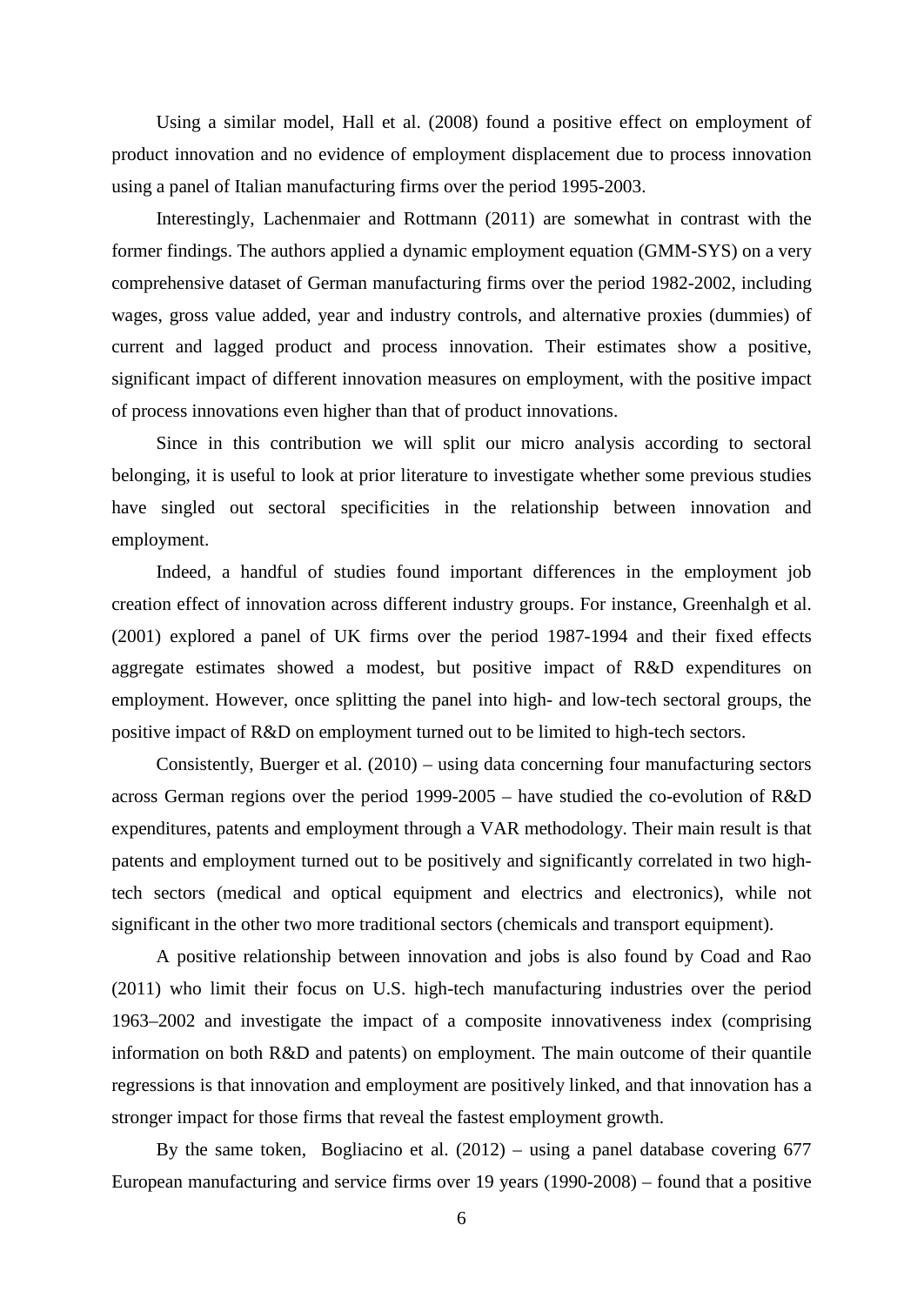Using a similar model, Hall et al. (2008) found a positive effect on employment of product innovation and no evidence of employment displacement due to process innovation using a panel of Italian manufacturing firms over the period 1995-2003.

Interestingly, Lachenmaier and Rottmann (2011) are somewhat in contrast with the former findings. The authors applied a dynamic employment equation (GMM-SYS) on a very comprehensive dataset of German manufacturing firms over the period 1982-2002, including wages, gross value added, year and industry controls, and alternative proxies (dummies) of current and lagged product and process innovation. Their estimates show a positive, significant impact of different innovation measures on employment, with the positive impact of process innovations even higher than that of product innovations.

Since in this contribution we will split our micro analysis according to sectoral belonging, it is useful to look at prior literature to investigate whether some previous studies have singled out sectoral specificities in the relationship between innovation and employment.

Indeed, a handful of studies found important differences in the employment job creation effect of innovation across different industry groups. For instance, Greenhalgh et al. (2001) explored a panel of UK firms over the period 1987-1994 and their fixed effects aggregate estimates showed a modest, but positive impact of R&D expenditures on employment. However, once splitting the panel into high- and low-tech sectoral groups, the positive impact of R&D on employment turned out to be limited to high-tech sectors.

Consistently, Buerger et al. (2010) – using data concerning four manufacturing sectors across German regions over the period 1999-2005 – have studied the co-evolution of R&D expenditures, patents and employment through a VAR methodology. Their main result is that patents and employment turned out to be positively and significantly correlated in two high-tech sectors (medical and optical equipment and electrics and electronics), while not significant in the other two more traditional sectors (chemicals and transport equipment).

A positive relationship between innovation and jobs is also found by Coad and Rao (2011) who limit their focus on U.S. high-tech manufacturing industries over the period 1963–2002 and investigate the impact of a composite innovativeness index (comprising information on both R&D and patents) on employment. The main outcome of their quantile regressions is that innovation and employment are positively linked, and that innovation has a stronger impact for those firms that reveal the fastest employment growth.

By the same token, Bogliacino et al. (2012) – using a panel database covering 677 European manufacturing and service firms over 19 years (1990-2008) – found that a positive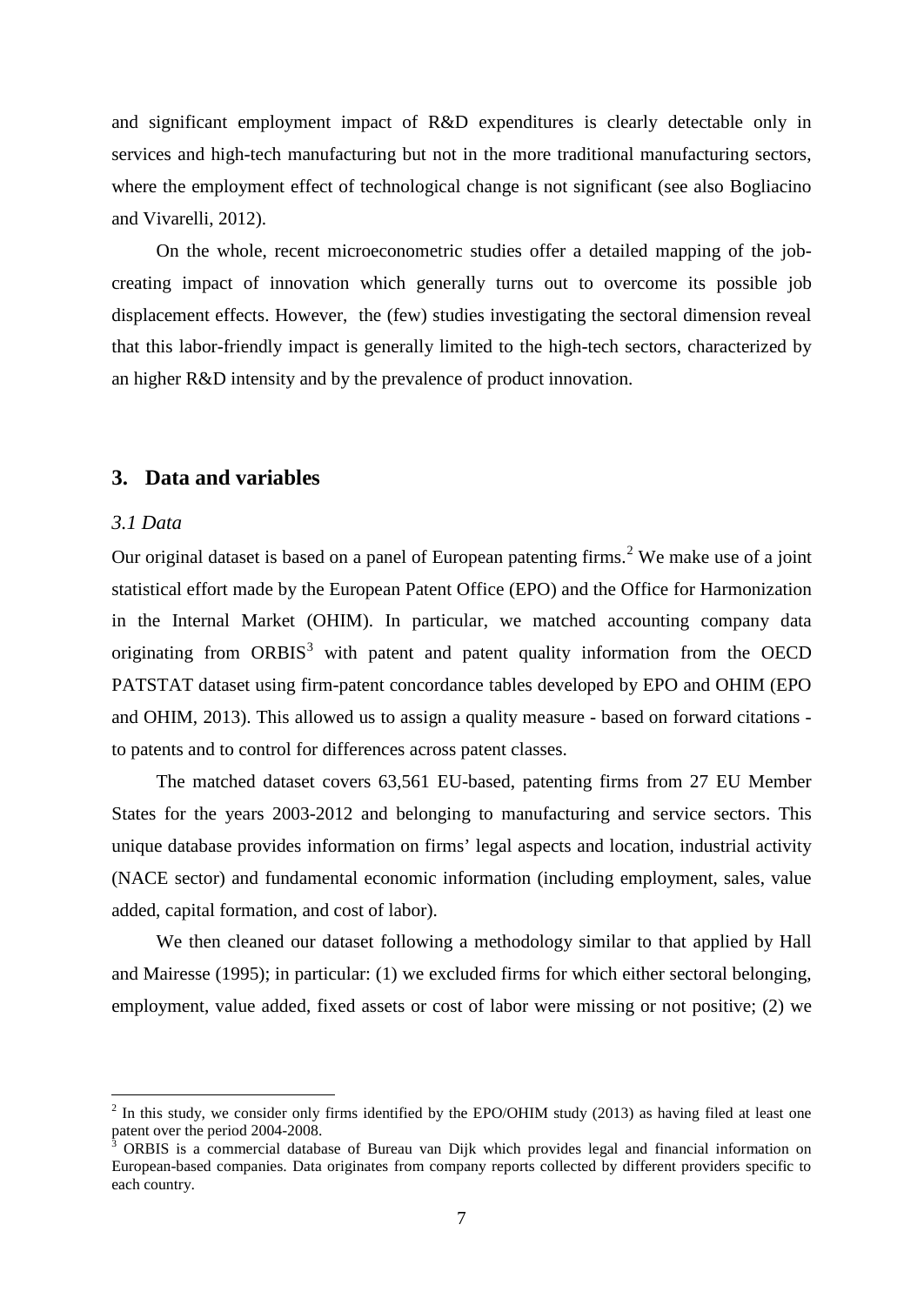and significant employment impact of R&D expenditures is clearly detectable only in services and high-tech manufacturing but not in the more traditional manufacturing sectors, where the employment effect of technological change is not significant (see also Bogliacino and Vivarelli, 2012).

On the whole, recent microeconometric studies offer a detailed mapping of the job-creating impact of innovation which generally turns out to overcome its possible job displacement effects. However, the (few) studies investigating the sectoral dimension reveal that this labor-friendly impact is generally limited to the high-tech sectors, characterized by an higher R&D intensity and by the prevalence of product innovation.

## 3. Data and variables

### *3.1 Data*

Our original dataset is based on a panel of European patenting firms.[2] We make use of a joint statistical effort made by the European Patent Office (EPO) and the Office for Harmonization in the Internal Market (OHIM). In particular, we matched accounting company data originating from ORBIS[3] with patent and patent quality information from the OECD PATSTAT dataset using firm-patent concordance tables developed by EPO and OHIM (EPO and OHIM, 2013). This allowed us to assign a quality measure - based on forward citations - to patents and to control for differences across patent classes.

The matched dataset covers 63,561 EU-based, patenting firms from 27 EU Member States for the years 2003-2012 and belonging to manufacturing and service sectors. This unique database provides information on firms' legal aspects and location, industrial activity (NACE sector) and fundamental economic information (including employment, sales, value added, capital formation, and cost of labor).

We then cleaned our dataset following a methodology similar to that applied by Hall and Mairesse (1995); in particular: (1) we excluded firms for which either sectoral belonging, employment, value added, fixed assets or cost of labor were missing or not positive; (2) we

---

[2] In this study, we consider only firms identified by the EPO/OHIM study (2013) as having filed at least one patent over the period 2004-2008.

[3] ORBIS is a commercial database of Bureau van Dijk which provides legal and financial information on European-based companies. Data originates from company reports collected by different providers specific to each country.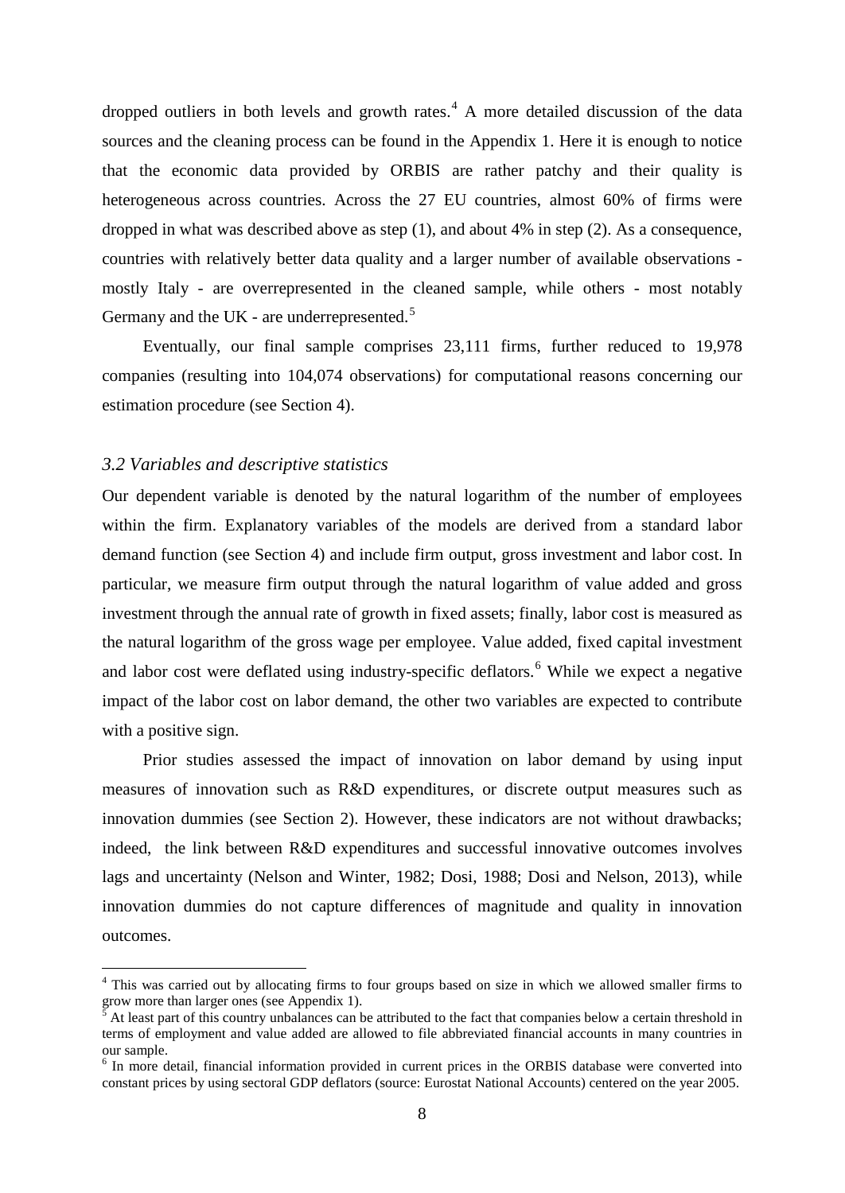dropped outliers in both levels and growth rates.[4] A more detailed discussion of the data sources and the cleaning process can be found in the Appendix 1. Here it is enough to notice that the economic data provided by ORBIS are rather patchy and their quality is heterogeneous across countries. Across the 27 EU countries, almost 60% of firms were dropped in what was described above as step (1), and about 4% in step (2). As a consequence, countries with relatively better data quality and a larger number of available observations - mostly Italy - are overrepresented in the cleaned sample, while others - most notably Germany and the UK - are underrepresented.[5]

Eventually, our final sample comprises 23,111 firms, further reduced to 19,978 companies (resulting into 104,074 observations) for computational reasons concerning our estimation procedure (see Section 4).

### *3.2 Variables and descriptive statistics*

Our dependent variable is denoted by the natural logarithm of the number of employees within the firm. Explanatory variables of the models are derived from a standard labor demand function (see Section 4) and include firm output, gross investment and labor cost. In particular, we measure firm output through the natural logarithm of value added and gross investment through the annual rate of growth in fixed assets; finally, labor cost is measured as the natural logarithm of the gross wage per employee. Value added, fixed capital investment and labor cost were deflated using industry-specific deflators.[6] While we expect a negative impact of the labor cost on labor demand, the other two variables are expected to contribute with a positive sign.

Prior studies assessed the impact of innovation on labor demand by using input measures of innovation such as R&D expenditures, or discrete output measures such as innovation dummies (see Section 2). However, these indicators are not without drawbacks; indeed, the link between R&D expenditures and successful innovative outcomes involves lags and uncertainty (Nelson and Winter, 1982; Dosi, 1988; Dosi and Nelson, 2013), while innovation dummies do not capture differences of magnitude and quality in innovation outcomes.

---

[4] This was carried out by allocating firms to four groups based on size in which we allowed smaller firms to grow more than larger ones (see Appendix 1).

[5] At least part of this country unbalances can be attributed to the fact that companies below a certain threshold in terms of employment and value added are allowed to file abbreviated financial accounts in many countries in our sample.

[6] In more detail, financial information provided in current prices in the ORBIS database were converted into constant prices by using sectoral GDP deflators (source: Eurostat National Accounts) centered on the year 2005.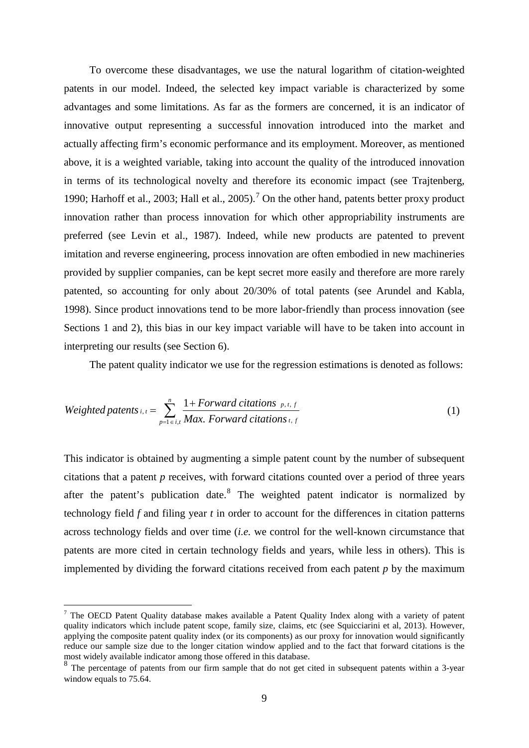To overcome these disadvantages, we use the natural logarithm of citation-weighted patents in our model. Indeed, the selected key impact variable is characterized by some advantages and some limitations. As far as the formers are concerned, it is an indicator of innovative output representing a successful innovation introduced into the market and actually affecting firm's economic performance and its employment. Moreover, as mentioned above, it is a weighted variable, taking into account the quality of the introduced innovation in terms of its technological novelty and therefore its economic impact (see Trajtenberg, 1990; Harhoff et al., 2003; Hall et al., 2005).[7] On the other hand, patents better proxy product innovation rather than process innovation for which other appropriability instruments are preferred (see Levin et al., 1987). Indeed, while new products are patented to prevent imitation and reverse engineering, process innovation are often embodied in new machineries provided by supplier companies, can be kept secret more easily and therefore are more rarely patented, so accounting for only about 20/30% of total patents (see Arundel and Kabla, 1998). Since product innovations tend to be more labor-friendly than process innovation (see Sections 1 and 2), this bias in our key impact variable will have to be taken into account in interpreting our results (see Section 6).

The patent quality indicator we use for the regression estimations is denoted as follows:

$$Weighted\ patents_{i,t} = \sum_{p=1 \in i,t}^{n} \frac{1 + Forward\ citations_{p,t,f}}{Max.\ Forward\ citations_{t,f}} \tag{1}$$

This indicator is obtained by augmenting a simple patent count by the number of subsequent citations that a patent $p$ receives, with forward citations counted over a period of three years after the patent's publication date.[8] The weighted patent indicator is normalized by technology field $f$ and filing year $t$ in order to account for the differences in citation patterns across technology fields and over time (*i.e.* we control for the well-known circumstance that patents are more cited in certain technology fields and years, while less in others). This is implemented by dividing the forward citations received from each patent $p$ by the maximum

---

[7] The OECD Patent Quality database makes available a Patent Quality Index along with a variety of patent quality indicators which include patent scope, family size, claims, etc (see Squicciarini et al, 2013). However, applying the composite patent quality index (or its components) as our proxy for innovation would significantly reduce our sample size due to the longer citation window applied and to the fact that forward citations is the most widely available indicator among those offered in this database.

[8] The percentage of patents from our firm sample that do not get cited in subsequent patents within a 3-year window equals to 75.64.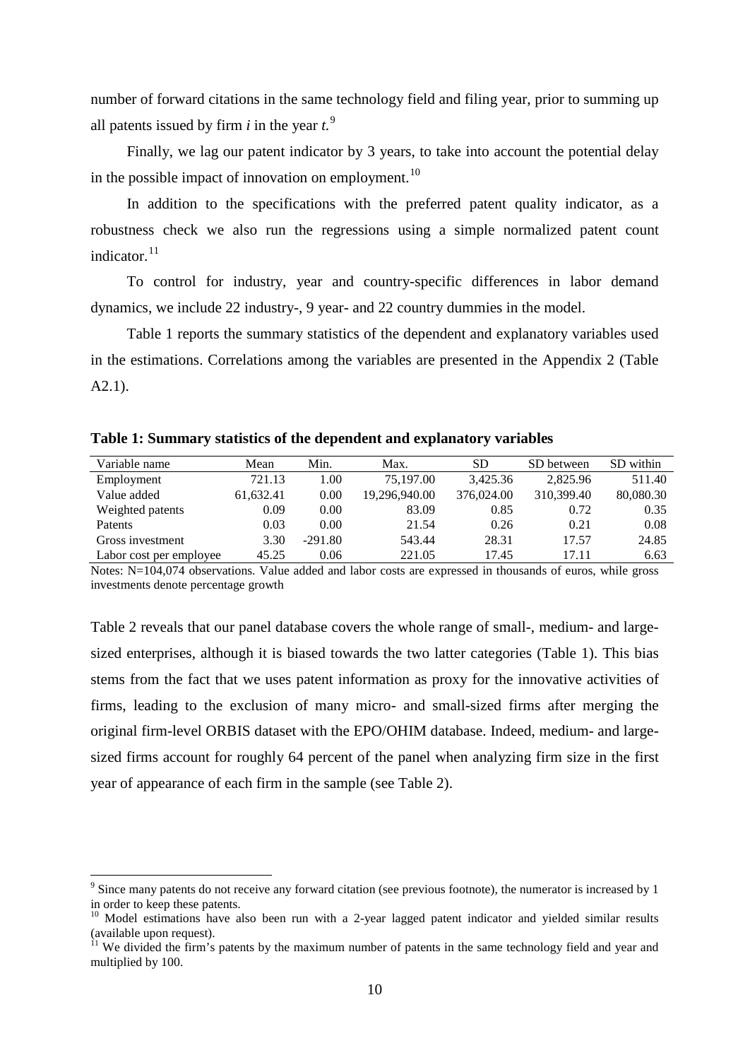number of forward citations in the same technology field and filing year, prior to summing up all patents issued by firm *i* in the year *t*.[9]

Finally, we lag our patent indicator by 3 years, to take into account the potential delay in the possible impact of innovation on employment.[10]

In addition to the specifications with the preferred patent quality indicator, as a robustness check we also run the regressions using a simple normalized patent count indicator.[11]

To control for industry, year and country-specific differences in labor demand dynamics, we include 22 industry-, 9 year- and 22 country dummies in the model.

Table 1 reports the summary statistics of the dependent and explanatory variables used in the estimations. Correlations among the variables are presented in the Appendix 2 (Table A2.1).

**Table 1: Summary statistics of the dependent and explanatory variables**

| Variable name | Mean | Min. | Max. | SD | SD between | SD within |
|---|---|---|---|---|---|---|
| Employment | 721.13 | 1.00 | 75,197.00 | 3,425.36 | 2,825.96 | 511.40 |
| Value added | 61,632.41 | 0.00 | 19,296,940.00 | 376,024.00 | 310,399.40 | 80,080.30 |
| Weighted patents | 0.09 | 0.00 | 83.09 | 0.85 | 0.72 | 0.35 |
| Patents | 0.03 | 0.00 | 21.54 | 0.26 | 0.21 | 0.08 |
| Gross investment | 3.30 | -291.80 | 543.44 | 28.31 | 17.57 | 24.85 |
| Labor cost per employee | 45.25 | 0.06 | 221.05 | 17.45 | 17.11 | 6.63 |

Notes: N=104,074 observations. Value added and labor costs are expressed in thousands of euros, while gross investments denote percentage growth

Table 2 reveals that our panel database covers the whole range of small-, medium- and large-sized enterprises, although it is biased towards the two latter categories (Table 1). This bias stems from the fact that we uses patent information as proxy for the innovative activities of firms, leading to the exclusion of many micro- and small-sized firms after merging the original firm-level ORBIS dataset with the EPO/OHIM database. Indeed, medium- and large-sized firms account for roughly 64 percent of the panel when analyzing firm size in the first year of appearance of each firm in the sample (see Table 2).

[9] Since many patents do not receive any forward citation (see previous footnote), the numerator is increased by 1 in order to keep these patents.

[10] Model estimations have also been run with a 2-year lagged patent indicator and yielded similar results (available upon request).

[11] We divided the firm's patents by the maximum number of patents in the same technology field and year and multiplied by 100.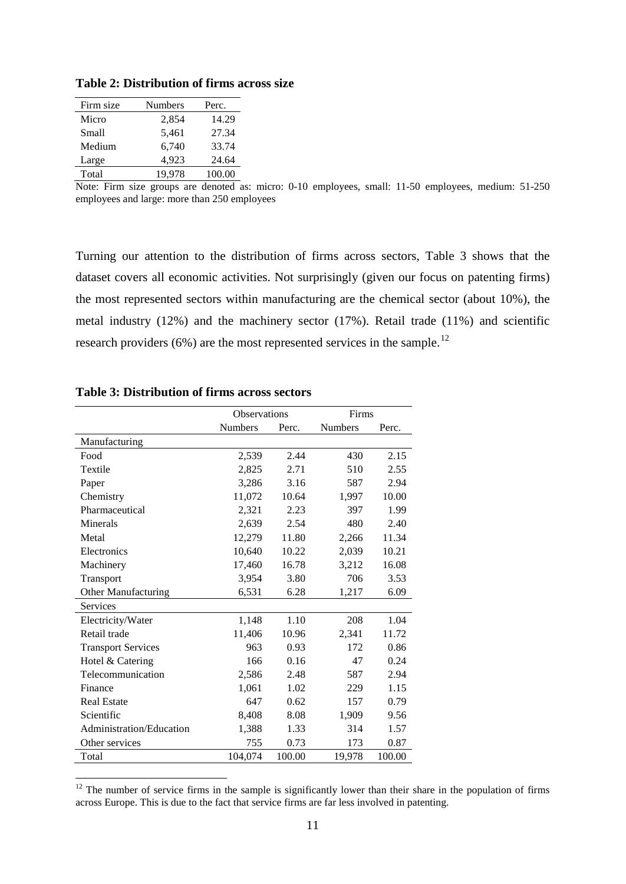**Table 2: Distribution of firms across size**

| Firm size | Numbers | Perc. |
|---|---|---|
| Micro | 2,854 | 14.29 |
| Small | 5,461 | 27.34 |
| Medium | 6,740 | 33.74 |
| Large | 4,923 | 24.64 |
| Total | 19,978 | 100.00 |

Note: Firm size groups are denoted as: micro: 0-10 employees, small: 11-50 employees, medium: 51-250 employees and large: more than 250 employees

Turning our attention to the distribution of firms across sectors, Table 3 shows that the dataset covers all economic activities. Not surprisingly (given our focus on patenting firms) the most represented sectors within manufacturing are the chemical sector (about 10%), the metal industry (12%) and the machinery sector (17%). Retail trade (11%) and scientific research providers (6%) are the most represented services in the sample.[12]

**Table 3: Distribution of firms across sectors**

| | Observations | | Firms | |
|---|---|---|---|---|
| | Numbers | Perc. | Numbers | Perc. |
| Manufacturing | | | | |
| Food | 2,539 | 2.44 | 430 | 2.15 |
| Textile | 2,825 | 2.71 | 510 | 2.55 |
| Paper | 3,286 | 3.16 | 587 | 2.94 |
| Chemistry | 11,072 | 10.64 | 1,997 | 10.00 |
| Pharmaceutical | 2,321 | 2.23 | 397 | 1.99 |
| Minerals | 2,639 | 2.54 | 480 | 2.40 |
| Metal | 12,279 | 11.80 | 2,266 | 11.34 |
| Electronics | 10,640 | 10.22 | 2,039 | 10.21 |
| Machinery | 17,460 | 16.78 | 3,212 | 16.08 |
| Transport | 3,954 | 3.80 | 706 | 3.53 |
| Other Manufacturing | 6,531 | 6.28 | 1,217 | 6.09 |
| Services | | | | |
| Electricity/Water | 1,148 | 1.10 | 208 | 1.04 |
| Retail trade | 11,406 | 10.96 | 2,341 | 11.72 |
| Transport Services | 963 | 0.93 | 172 | 0.86 |
| Hotel & Catering | 166 | 0.16 | 47 | 0.24 |
| Telecommunication | 2,586 | 2.48 | 587 | 2.94 |
| Finance | 1,061 | 1.02 | 229 | 1.15 |
| Real Estate | 647 | 0.62 | 157 | 0.79 |
| Scientific | 8,408 | 8.08 | 1,909 | 9.56 |
| Administration/Education | 1,388 | 1.33 | 314 | 1.57 |
| Other services | 755 | 0.73 | 173 | 0.87 |
| Total | 104,074 | 100.00 | 19,978 | 100.00 |

[12] The number of service firms in the sample is significantly lower than their share in the population of firms across Europe. This is due to the fact that service firms are far less involved in patenting.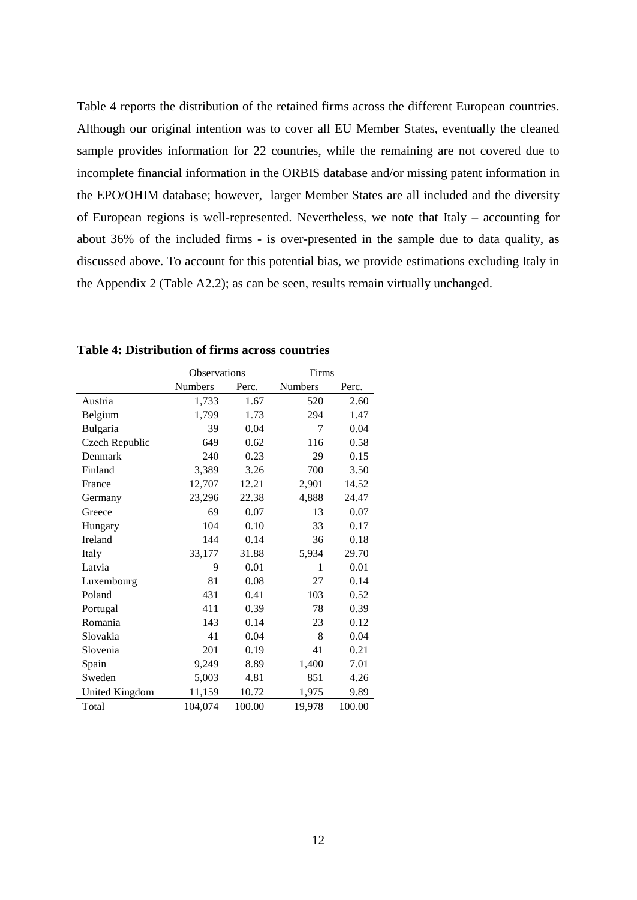Table 4 reports the distribution of the retained firms across the different European countries. Although our original intention was to cover all EU Member States, eventually the cleaned sample provides information for 22 countries, while the remaining are not covered due to incomplete financial information in the ORBIS database and/or missing patent information in the EPO/OHIM database; however, larger Member States are all included and the diversity of European regions is well-represented. Nevertheless, we note that Italy – accounting for about 36% of the included firms - is over-presented in the sample due to data quality, as discussed above. To account for this potential bias, we provide estimations excluding Italy in the Appendix 2 (Table A2.2); as can be seen, results remain virtually unchanged.

**Table 4: Distribution of firms across countries**

| | Observations | | Firms | |
|---|---|---|---|---|
| | Numbers | Perc. | Numbers | Perc. |
| Austria | 1,733 | 1.67 | 520 | 2.60 |
| Belgium | 1,799 | 1.73 | 294 | 1.47 |
| Bulgaria | 39 | 0.04 | 7 | 0.04 |
| Czech Republic | 649 | 0.62 | 116 | 0.58 |
| Denmark | 240 | 0.23 | 29 | 0.15 |
| Finland | 3,389 | 3.26 | 700 | 3.50 |
| France | 12,707 | 12.21 | 2,901 | 14.52 |
| Germany | 23,296 | 22.38 | 4,888 | 24.47 |
| Greece | 69 | 0.07 | 13 | 0.07 |
| Hungary | 104 | 0.10 | 33 | 0.17 |
| Ireland | 144 | 0.14 | 36 | 0.18 |
| Italy | 33,177 | 31.88 | 5,934 | 29.70 |
| Latvia | 9 | 0.01 | 1 | 0.01 |
| Luxembourg | 81 | 0.08 | 27 | 0.14 |
| Poland | 431 | 0.41 | 103 | 0.52 |
| Portugal | 411 | 0.39 | 78 | 0.39 |
| Romania | 143 | 0.14 | 23 | 0.12 |
| Slovakia | 41 | 0.04 | 8 | 0.04 |
| Slovenia | 201 | 0.19 | 41 | 0.21 |
| Spain | 9,249 | 8.89 | 1,400 | 7.01 |
| Sweden | 5,003 | 4.81 | 851 | 4.26 |
| United Kingdom | 11,159 | 10.72 | 1,975 | 9.89 |
| Total | 104,074 | 100.00 | 19,978 | 100.00 |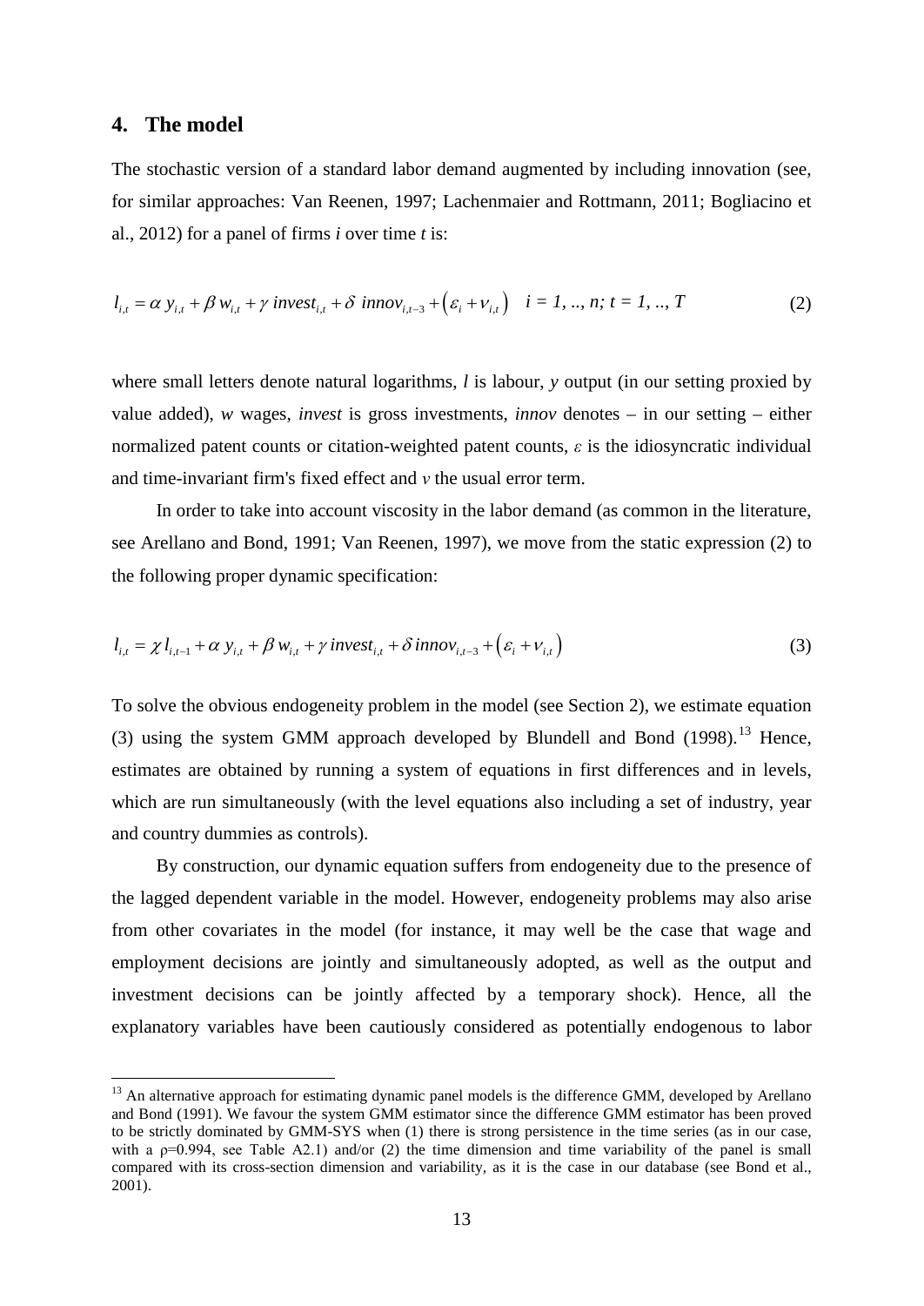## 4. The model

The stochastic version of a standard labor demand augmented by including innovation (see, for similar approaches: Van Reenen, 1997; Lachenmaier and Rottmann, 2011; Bogliacino et al., 2012) for a panel of firms *i* over time *t* is:

$$l_{i,t} = \alpha\, y_{i,t} + \beta\, w_{i,t} + \gamma\; invest_{i,t} + \delta\; innov_{i,t-3} + \left(\varepsilon_i + \nu_{i,t}\right) \quad i = 1, .., n; \; t = 1, .., T \tag{2}$$

where small letters denote natural logarithms, *l* is labour, *y* output (in our setting proxied by value added), *w* wages, *invest* is gross investments, *innov* denotes – in our setting – either normalized patent counts or citation-weighted patent counts, $\varepsilon$ is the idiosyncratic individual and time-invariant firm's fixed effect and $v$ the usual error term.

In order to take into account viscosity in the labor demand (as common in the literature, see Arellano and Bond, 1991; Van Reenen, 1997), we move from the static expression (2) to the following proper dynamic specification:

$$l_{i,t} = \chi\, l_{i,t-1} + \alpha\, y_{i,t} + \beta\, w_{i,t} + \gamma\; invest_{i,t} + \delta\; innov_{i,t-3} + \left(\varepsilon_i + \nu_{i,t}\right) \tag{3}$$

To solve the obvious endogeneity problem in the model (see Section 2), we estimate equation (3) using the system GMM approach developed by Blundell and Bond (1998).[13] Hence, estimates are obtained by running a system of equations in first differences and in levels, which are run simultaneously (with the level equations also including a set of industry, year and country dummies as controls).

By construction, our dynamic equation suffers from endogeneity due to the presence of the lagged dependent variable in the model. However, endogeneity problems may also arise from other covariates in the model (for instance, it may well be the case that wage and employment decisions are jointly and simultaneously adopted, as well as the output and investment decisions can be jointly affected by a temporary shock). Hence, all the explanatory variables have been cautiously considered as potentially endogenous to labor

[13] An alternative approach for estimating dynamic panel models is the difference GMM, developed by Arellano and Bond (1991). We favour the system GMM estimator since the difference GMM estimator has been proved to be strictly dominated by GMM-SYS when (1) there is strong persistence in the time series (as in our case, with a $\rho$=0.994, see Table A2.1) and/or (2) the time dimension and time variability of the panel is small compared with its cross-section dimension and variability, as it is the case in our database (see Bond et al., 2001).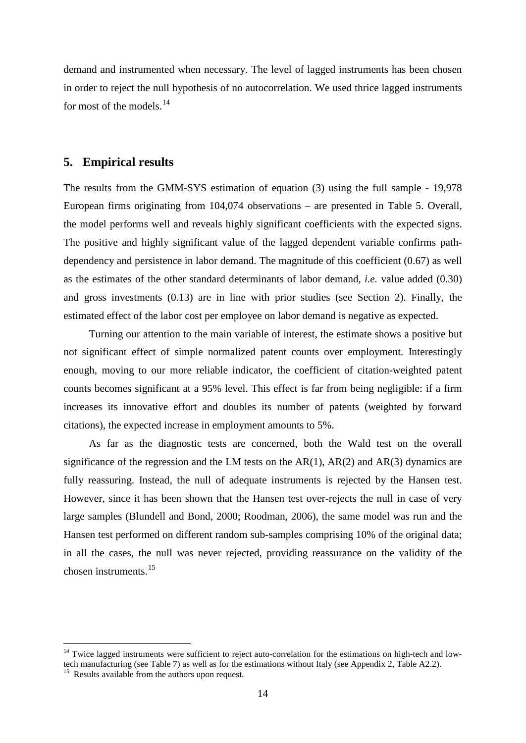demand and instrumented when necessary. The level of lagged instruments has been chosen in order to reject the null hypothesis of no autocorrelation. We used thrice lagged instruments for most of the models.[14]

## 5. Empirical results

The results from the GMM-SYS estimation of equation (3) using the full sample - 19,978 European firms originating from 104,074 observations – are presented in Table 5. Overall, the model performs well and reveals highly significant coefficients with the expected signs. The positive and highly significant value of the lagged dependent variable confirms path-dependency and persistence in labor demand. The magnitude of this coefficient (0.67) as well as the estimates of the other standard determinants of labor demand, *i.e.* value added (0.30) and gross investments (0.13) are in line with prior studies (see Section 2). Finally, the estimated effect of the labor cost per employee on labor demand is negative as expected.

Turning our attention to the main variable of interest, the estimate shows a positive but not significant effect of simple normalized patent counts over employment. Interestingly enough, moving to our more reliable indicator, the coefficient of citation-weighted patent counts becomes significant at a 95% level. This effect is far from being negligible: if a firm increases its innovative effort and doubles its number of patents (weighted by forward citations), the expected increase in employment amounts to 5%.

As far as the diagnostic tests are concerned, both the Wald test on the overall significance of the regression and the LM tests on the AR(1), AR(2) and AR(3) dynamics are fully reassuring. Instead, the null of adequate instruments is rejected by the Hansen test. However, since it has been shown that the Hansen test over-rejects the null in case of very large samples (Blundell and Bond, 2000; Roodman, 2006), the same model was run and the Hansen test performed on different random sub-samples comprising 10% of the original data; in all the cases, the null was never rejected, providing reassurance on the validity of the chosen instruments.[15]

---

[14] Twice lagged instruments were sufficient to reject auto-correlation for the estimations on high-tech and low-tech manufacturing (see Table 7) as well as for the estimations without Italy (see Appendix 2, Table A2.2).

[15] Results available from the authors upon request.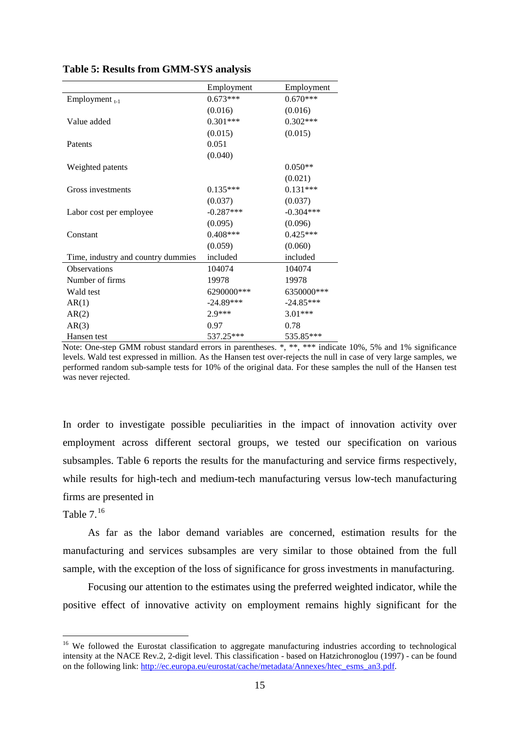**Table 5: Results from GMM-SYS analysis**

| | Employment | Employment |
|---|---|---|
| Employment $_{t-1}$ | 0.673*** | 0.670*** |
| | (0.016) | (0.016) |
| Value added | 0.301*** | 0.302*** |
| | (0.015) | (0.015) |
| Patents | 0.051 | |
| | (0.040) | |
| Weighted patents | | 0.050** |
| | | (0.021) |
| Gross investments | 0.135*** | 0.131*** |
| | (0.037) | (0.037) |
| Labor cost per employee | -0.287*** | -0.304*** |
| | (0.095) | (0.096) |
| Constant | 0.408*** | 0.425*** |
| | (0.059) | (0.060) |
| Time, industry and country dummies | included | included |
| Observations | 104074 | 104074 |
| Number of firms | 19978 | 19978 |
| Wald test | 6290000*** | 6350000*** |
| AR(1) | -24.89*** | -24.85*** |
| AR(2) | 2.9*** | 3.01*** |
| AR(3) | 0.97 | 0.78 |
| Hansen test | 537.25*** | 535.85*** |

Note: One-step GMM robust standard errors in parentheses. *, **, *** indicate 10%, 5% and 1% significance levels. Wald test expressed in million. As the Hansen test over-rejects the null in case of very large samples, we performed random sub-sample tests for 10% of the original data. For these samples the null of the Hansen test was never rejected.

In order to investigate possible peculiarities in the impact of innovation activity over employment across different sectoral groups, we tested our specification on various subsamples. Table 6 reports the results for the manufacturing and service firms respectively, while results for high-tech and medium-tech manufacturing versus low-tech manufacturing firms are presented in Table 7.[16]

As far as the labor demand variables are concerned, estimation results for the manufacturing and services subsamples are very similar to those obtained from the full sample, with the exception of the loss of significance for gross investments in manufacturing.

Focusing our attention to the estimates using the preferred weighted indicator, while the positive effect of innovative activity on employment remains highly significant for the

[16] We followed the Eurostat classification to aggregate manufacturing industries according to technological intensity at the NACE Rev.2, 2-digit level. This classification - based on Hatzichronoglou (1997) - can be found on the following link: http://ec.europa.eu/eurostat/cache/metadata/Annexes/htec_esms_an3.pdf.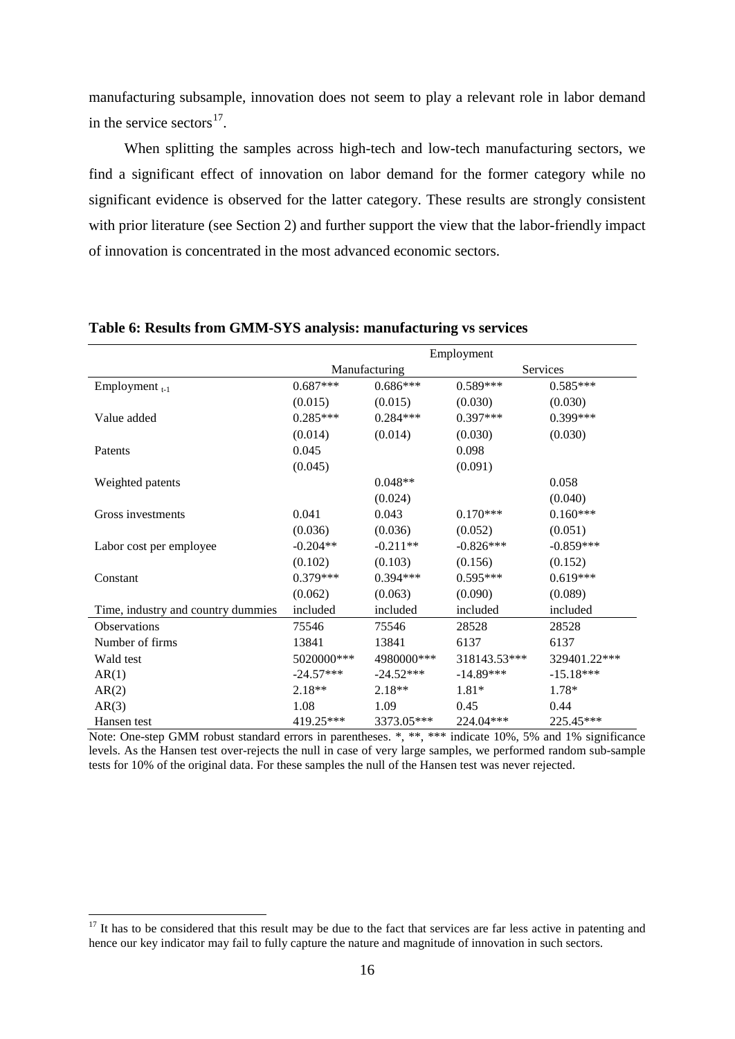manufacturing subsample, innovation does not seem to play a relevant role in labor demand in the service sectors[17].

When splitting the samples across high-tech and low-tech manufacturing sectors, we find a significant effect of innovation on labor demand for the former category while no significant evidence is observed for the latter category. These results are strongly consistent with prior literature (see Section 2) and further support the view that the labor-friendly impact of innovation is concentrated in the most advanced economic sectors.

**Table 6: Results from GMM-SYS analysis: manufacturing vs services**

| | Employment | | | |
|---|---|---|---|---|
| | Manufacturing | | Services | |
| Employment $_{t-1}$ | 0.687*** | 0.686*** | 0.589*** | 0.585*** |
| | (0.015) | (0.015) | (0.030) | (0.030) |
| Value added | 0.285*** | 0.284*** | 0.397*** | 0.399*** |
| | (0.014) | (0.014) | (0.030) | (0.030) |
| Patents | 0.045 | | 0.098 | |
| | (0.045) | | (0.091) | |
| Weighted patents | | 0.048** | | 0.058 |
| | | (0.024) | | (0.040) |
| Gross investments | 0.041 | 0.043 | 0.170*** | 0.160*** |
| | (0.036) | (0.036) | (0.052) | (0.051) |
| Labor cost per employee | -0.204** | -0.211** | -0.826*** | -0.859*** |
| | (0.102) | (0.103) | (0.156) | (0.152) |
| Constant | 0.379*** | 0.394*** | 0.595*** | 0.619*** |
| | (0.062) | (0.063) | (0.090) | (0.089) |
| Time, industry and country dummies | included | included | included | included |
| Observations | 75546 | 75546 | 28528 | 28528 |
| Number of firms | 13841 | 13841 | 6137 | 6137 |
| Wald test | 5020000*** | 4980000*** | 318143.53*** | 329401.22*** |
| AR(1) | -24.57*** | -24.52*** | -14.89*** | -15.18*** |
| AR(2) | 2.18** | 2.18** | 1.81* | 1.78* |
| AR(3) | 1.08 | 1.09 | 0.45 | 0.44 |
| Hansen test | 419.25*** | 3373.05*** | 224.04*** | 225.45*** |

Note: One-step GMM robust standard errors in parentheses. *, **, *** indicate 10%, 5% and 1% significance levels. As the Hansen test over-rejects the null in case of very large samples, we performed random sub-sample tests for 10% of the original data. For these samples the null of the Hansen test was never rejected.

[17] It has to be considered that this result may be due to the fact that services are far less active in patenting and hence our key indicator may fail to fully capture the nature and magnitude of innovation in such sectors.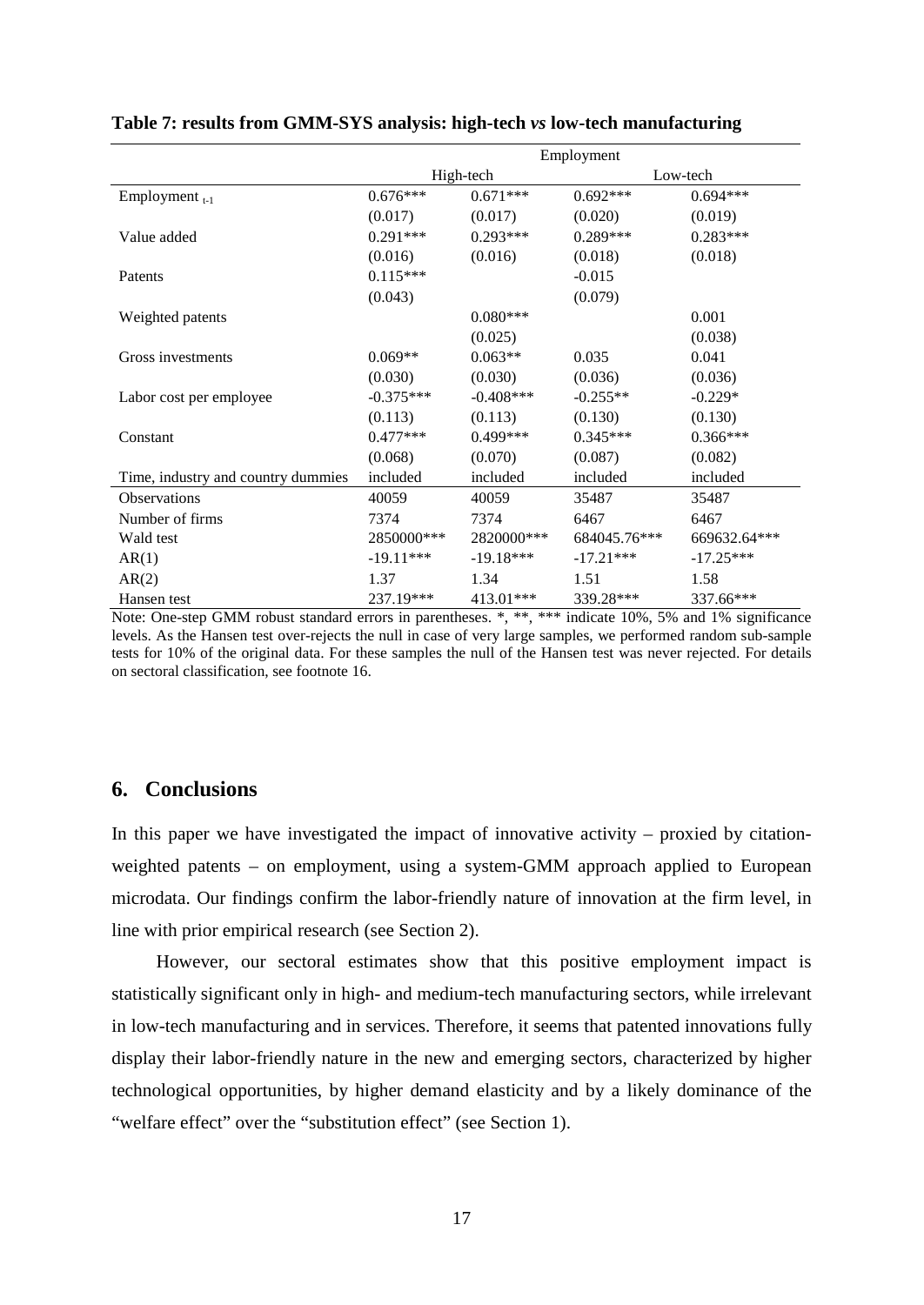**Table 7: results from GMM-SYS analysis: high-tech *vs* low-tech manufacturing**

| | Employment | | | |
|---|---|---|---|---|
| | High-tech | | Low-tech | |
| Employment $_{t-1}$ | 0.676*** | 0.671*** | 0.692*** | 0.694*** |
| | (0.017) | (0.017) | (0.020) | (0.019) |
| Value added | 0.291*** | 0.293*** | 0.289*** | 0.283*** |
| | (0.016) | (0.016) | (0.018) | (0.018) |
| Patents | 0.115*** | | -0.015 | |
| | (0.043) | | (0.079) | |
| Weighted patents | | 0.080*** | | 0.001 |
| | | (0.025) | | (0.038) |
| Gross investments | 0.069** | 0.063** | 0.035 | 0.041 |
| | (0.030) | (0.030) | (0.036) | (0.036) |
| Labor cost per employee | -0.375*** | -0.408*** | -0.255** | -0.229* |
| | (0.113) | (0.113) | (0.130) | (0.130) |
| Constant | 0.477*** | 0.499*** | 0.345*** | 0.366*** |
| | (0.068) | (0.070) | (0.087) | (0.082) |
| Time, industry and country dummies | included | included | included | included |
| Observations | 40059 | 40059 | 35487 | 35487 |
| Number of firms | 7374 | 7374 | 6467 | 6467 |
| Wald test | 2850000*** | 2820000*** | 684045.76*** | 669632.64*** |
| AR(1) | -19.11*** | -19.18*** | -17.21*** | -17.25*** |
| AR(2) | 1.37 | 1.34 | 1.51 | 1.58 |
| Hansen test | 237.19*** | 413.01*** | 339.28*** | 337.66*** |

Note: One-step GMM robust standard errors in parentheses. *, **, *** indicate 10%, 5% and 1% significance levels. As the Hansen test over-rejects the null in case of very large samples, we performed random sub-sample tests for 10% of the original data. For these samples the null of the Hansen test was never rejected. For details on sectoral classification, see footnote 16.

## 6. Conclusions

In this paper we have investigated the impact of innovative activity – proxied by citation-weighted patents – on employment, using a system-GMM approach applied to European microdata. Our findings confirm the labor-friendly nature of innovation at the firm level, in line with prior empirical research (see Section 2).

However, our sectoral estimates show that this positive employment impact is statistically significant only in high- and medium-tech manufacturing sectors, while irrelevant in low-tech manufacturing and in services. Therefore, it seems that patented innovations fully display their labor-friendly nature in the new and emerging sectors, characterized by higher technological opportunities, by higher demand elasticity and by a likely dominance of the "welfare effect" over the "substitution effect" (see Section 1).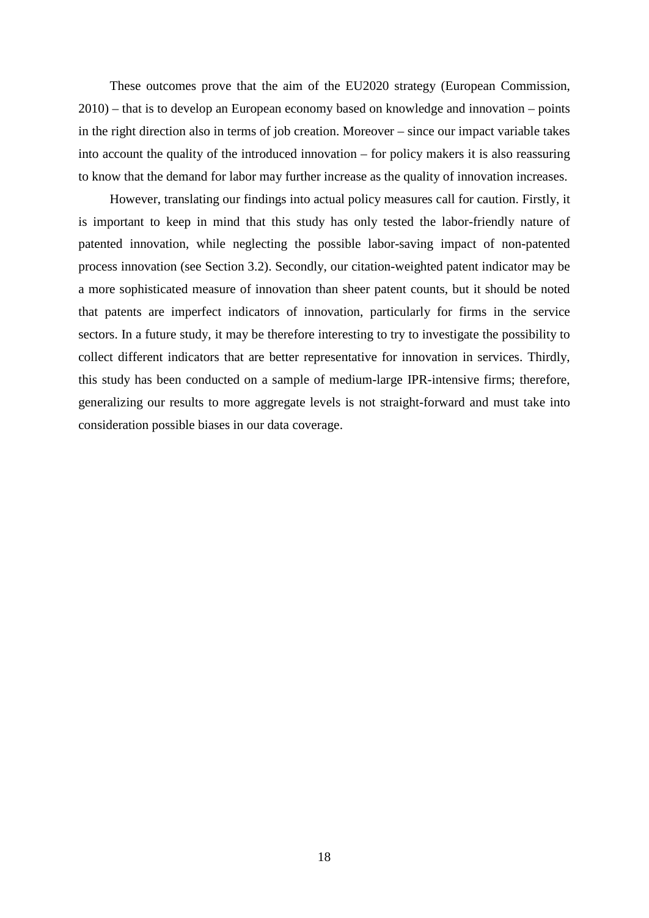These outcomes prove that the aim of the EU2020 strategy (European Commission, 2010) – that is to develop an European economy based on knowledge and innovation – points in the right direction also in terms of job creation. Moreover – since our impact variable takes into account the quality of the introduced innovation – for policy makers it is also reassuring to know that the demand for labor may further increase as the quality of innovation increases.

However, translating our findings into actual policy measures call for caution. Firstly, it is important to keep in mind that this study has only tested the labor-friendly nature of patented innovation, while neglecting the possible labor-saving impact of non-patented process innovation (see Section 3.2). Secondly, our citation-weighted patent indicator may be a more sophisticated measure of innovation than sheer patent counts, but it should be noted that patents are imperfect indicators of innovation, particularly for firms in the service sectors. In a future study, it may be therefore interesting to try to investigate the possibility to collect different indicators that are better representative for innovation in services. Thirdly, this study has been conducted on a sample of medium-large IPR-intensive firms; therefore, generalizing our results to more aggregate levels is not straight-forward and must take into consideration possible biases in our data coverage.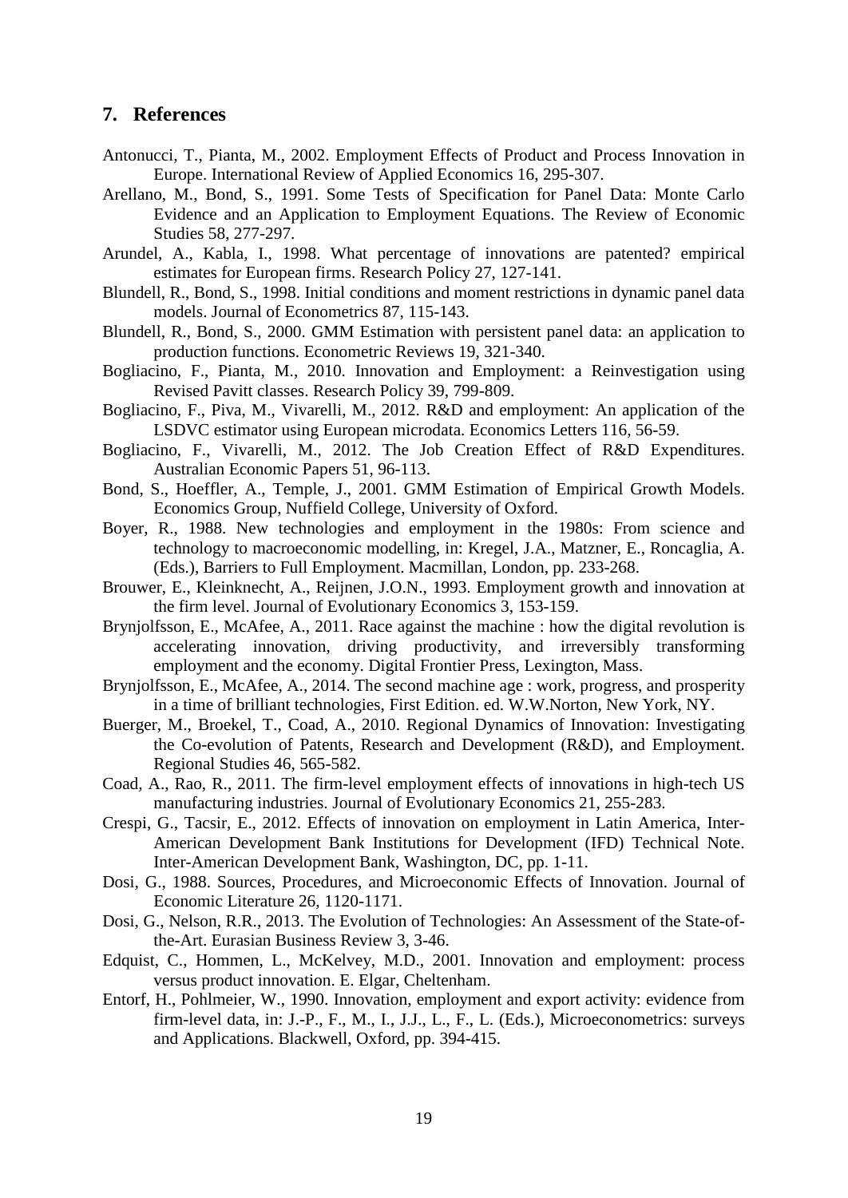## 7. References

Antonucci, T., Pianta, M., 2002. Employment Effects of Product and Process Innovation in Europe. International Review of Applied Economics 16, 295-307.

Arellano, M., Bond, S., 1991. Some Tests of Specification for Panel Data: Monte Carlo Evidence and an Application to Employment Equations. The Review of Economic Studies 58, 277-297.

Arundel, A., Kabla, I., 1998. What percentage of innovations are patented? empirical estimates for European firms. Research Policy 27, 127-141.

Blundell, R., Bond, S., 1998. Initial conditions and moment restrictions in dynamic panel data models. Journal of Econometrics 87, 115-143.

Blundell, R., Bond, S., 2000. GMM Estimation with persistent panel data: an application to production functions. Econometric Reviews 19, 321-340.

Bogliacino, F., Pianta, M., 2010. Innovation and Employment: a Reinvestigation using Revised Pavitt classes. Research Policy 39, 799-809.

Bogliacino, F., Piva, M., Vivarelli, M., 2012. R&D and employment: An application of the LSDVC estimator using European microdata. Economics Letters 116, 56-59.

Bogliacino, F., Vivarelli, M., 2012. The Job Creation Effect of R&D Expenditures. Australian Economic Papers 51, 96-113.

Bond, S., Hoeffler, A., Temple, J., 2001. GMM Estimation of Empirical Growth Models. Economics Group, Nuffield College, University of Oxford.

Boyer, R., 1988. New technologies and employment in the 1980s: From science and technology to macroeconomic modelling, in: Kregel, J.A., Matzner, E., Roncaglia, A. (Eds.), Barriers to Full Employment. Macmillan, London, pp. 233-268.

Brouwer, E., Kleinknecht, A., Reijnen, J.O.N., 1993. Employment growth and innovation at the firm level. Journal of Evolutionary Economics 3, 153-159.

Brynjolfsson, E., McAfee, A., 2011. Race against the machine : how the digital revolution is accelerating innovation, driving productivity, and irreversibly transforming employment and the economy. Digital Frontier Press, Lexington, Mass.

Brynjolfsson, E., McAfee, A., 2014. The second machine age : work, progress, and prosperity in a time of brilliant technologies, First Edition. ed. W.W.Norton, New York, NY.

Buerger, M., Broekel, T., Coad, A., 2010. Regional Dynamics of Innovation: Investigating the Co-evolution of Patents, Research and Development (R&D), and Employment. Regional Studies 46, 565-582.

Coad, A., Rao, R., 2011. The firm-level employment effects of innovations in high-tech US manufacturing industries. Journal of Evolutionary Economics 21, 255-283.

Crespi, G., Tacsir, E., 2012. Effects of innovation on employment in Latin America, Inter-American Development Bank Institutions for Development (IFD) Technical Note. Inter-American Development Bank, Washington, DC, pp. 1-11.

Dosi, G., 1988. Sources, Procedures, and Microeconomic Effects of Innovation. Journal of Economic Literature 26, 1120-1171.

Dosi, G., Nelson, R.R., 2013. The Evolution of Technologies: An Assessment of the State-of-the-Art. Eurasian Business Review 3, 3-46.

Edquist, C., Hommen, L., McKelvey, M.D., 2001. Innovation and employment: process versus product innovation. E. Elgar, Cheltenham.

Entorf, H., Pohlmeier, W., 1990. Innovation, employment and export activity: evidence from firm-level data, in: J.-P., F., M., I., J.J., L., F., L. (Eds.), Microeconometrics: surveys and Applications. Blackwell, Oxford, pp. 394-415.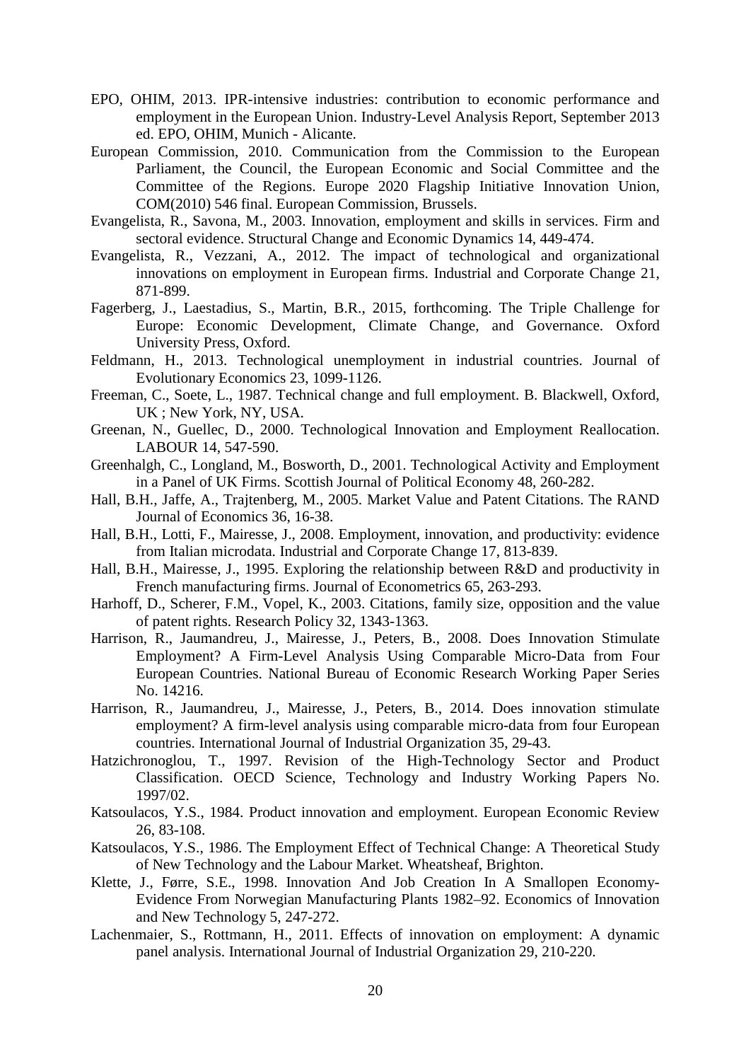EPO, OHIM, 2013. IPR-intensive industries: contribution to economic performance and employment in the European Union. Industry-Level Analysis Report, September 2013 ed. EPO, OHIM, Munich - Alicante.

European Commission, 2010. Communication from the Commission to the European Parliament, the Council, the European Economic and Social Committee and the Committee of the Regions. Europe 2020 Flagship Initiative Innovation Union, COM(2010) 546 final. European Commission, Brussels.

Evangelista, R., Savona, M., 2003. Innovation, employment and skills in services. Firm and sectoral evidence. Structural Change and Economic Dynamics 14, 449-474.

Evangelista, R., Vezzani, A., 2012. The impact of technological and organizational innovations on employment in European firms. Industrial and Corporate Change 21, 871-899.

Fagerberg, J., Laestadius, S., Martin, B.R., 2015, forthcoming. The Triple Challenge for Europe: Economic Development, Climate Change, and Governance. Oxford University Press, Oxford.

Feldmann, H., 2013. Technological unemployment in industrial countries. Journal of Evolutionary Economics 23, 1099-1126.

Freeman, C., Soete, L., 1987. Technical change and full employment. B. Blackwell, Oxford, UK ; New York, NY, USA.

Greenan, N., Guellec, D., 2000. Technological Innovation and Employment Reallocation. LABOUR 14, 547-590.

Greenhalgh, C., Longland, M., Bosworth, D., 2001. Technological Activity and Employment in a Panel of UK Firms. Scottish Journal of Political Economy 48, 260-282.

Hall, B.H., Jaffe, A., Trajtenberg, M., 2005. Market Value and Patent Citations. The RAND Journal of Economics 36, 16-38.

Hall, B.H., Lotti, F., Mairesse, J., 2008. Employment, innovation, and productivity: evidence from Italian microdata. Industrial and Corporate Change 17, 813-839.

Hall, B.H., Mairesse, J., 1995. Exploring the relationship between R&D and productivity in French manufacturing firms. Journal of Econometrics 65, 263-293.

Harhoff, D., Scherer, F.M., Vopel, K., 2003. Citations, family size, opposition and the value of patent rights. Research Policy 32, 1343-1363.

Harrison, R., Jaumandreu, J., Mairesse, J., Peters, B., 2008. Does Innovation Stimulate Employment? A Firm-Level Analysis Using Comparable Micro-Data from Four European Countries. National Bureau of Economic Research Working Paper Series No. 14216.

Harrison, R., Jaumandreu, J., Mairesse, J., Peters, B., 2014. Does innovation stimulate employment? A firm-level analysis using comparable micro-data from four European countries. International Journal of Industrial Organization 35, 29-43.

Hatzichronoglou, T., 1997. Revision of the High-Technology Sector and Product Classification. OECD Science, Technology and Industry Working Papers No. 1997/02.

Katsoulacos, Y.S., 1984. Product innovation and employment. European Economic Review 26, 83-108.

Katsoulacos, Y.S., 1986. The Employment Effect of Technical Change: A Theoretical Study of New Technology and the Labour Market. Wheatsheaf, Brighton.

Klette, J., Førre, S.E., 1998. Innovation And Job Creation In A Smallopen Economy-Evidence From Norwegian Manufacturing Plants 1982–92. Economics of Innovation and New Technology 5, 247-272.

Lachenmaier, S., Rottmann, H., 2011. Effects of innovation on employment: A dynamic panel analysis. International Journal of Industrial Organization 29, 210-220.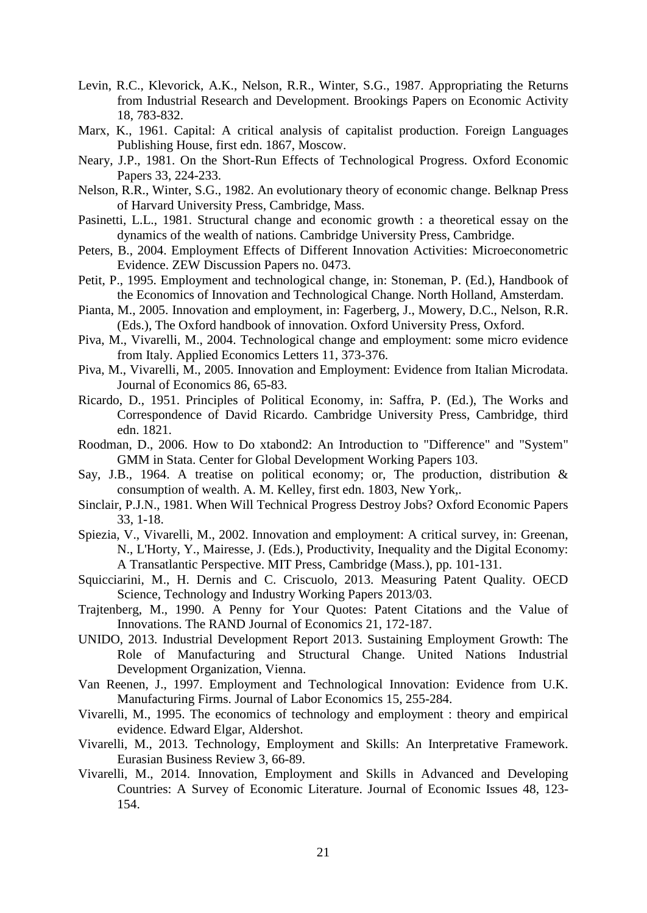Levin, R.C., Klevorick, A.K., Nelson, R.R., Winter, S.G., 1987. Appropriating the Returns from Industrial Research and Development. Brookings Papers on Economic Activity 18, 783-832.

Marx, K., 1961. Capital: A critical analysis of capitalist production. Foreign Languages Publishing House, first edn. 1867, Moscow.

Neary, J.P., 1981. On the Short-Run Effects of Technological Progress. Oxford Economic Papers 33, 224-233.

Nelson, R.R., Winter, S.G., 1982. An evolutionary theory of economic change. Belknap Press of Harvard University Press, Cambridge, Mass.

Pasinetti, L.L., 1981. Structural change and economic growth : a theoretical essay on the dynamics of the wealth of nations. Cambridge University Press, Cambridge.

Peters, B., 2004. Employment Effects of Different Innovation Activities: Microeconometric Evidence. ZEW Discussion Papers no. 0473.

Petit, P., 1995. Employment and technological change, in: Stoneman, P. (Ed.), Handbook of the Economics of Innovation and Technological Change. North Holland, Amsterdam.

Pianta, M., 2005. Innovation and employment, in: Fagerberg, J., Mowery, D.C., Nelson, R.R. (Eds.), The Oxford handbook of innovation. Oxford University Press, Oxford.

Piva, M., Vivarelli, M., 2004. Technological change and employment: some micro evidence from Italy. Applied Economics Letters 11, 373-376.

Piva, M., Vivarelli, M., 2005. Innovation and Employment: Evidence from Italian Microdata. Journal of Economics 86, 65-83.

Ricardo, D., 1951. Principles of Political Economy, in: Saffra, P. (Ed.), The Works and Correspondence of David Ricardo. Cambridge University Press, Cambridge, third edn. 1821.

Roodman, D., 2006. How to Do xtabond2: An Introduction to "Difference" and "System" GMM in Stata. Center for Global Development Working Papers 103.

Say, J.B., 1964. A treatise on political economy; or, The production, distribution & consumption of wealth. A. M. Kelley, first edn. 1803, New York,.

Sinclair, P.J.N., 1981. When Will Technical Progress Destroy Jobs? Oxford Economic Papers 33, 1-18.

Spiezia, V., Vivarelli, M., 2002. Innovation and employment: A critical survey, in: Greenan, N., L'Horty, Y., Mairesse, J. (Eds.), Productivity, Inequality and the Digital Economy: A Transatlantic Perspective. MIT Press, Cambridge (Mass.), pp. 101-131.

Squicciarini, M., H. Dernis and C. Criscuolo, 2013. Measuring Patent Quality. OECD Science, Technology and Industry Working Papers 2013/03.

Trajtenberg, M., 1990. A Penny for Your Quotes: Patent Citations and the Value of Innovations. The RAND Journal of Economics 21, 172-187.

UNIDO, 2013. Industrial Development Report 2013. Sustaining Employment Growth: The Role of Manufacturing and Structural Change. United Nations Industrial Development Organization, Vienna.

Van Reenen, J., 1997. Employment and Technological Innovation: Evidence from U.K. Manufacturing Firms. Journal of Labor Economics 15, 255-284.

Vivarelli, M., 1995. The economics of technology and employment : theory and empirical evidence. Edward Elgar, Aldershot.

Vivarelli, M., 2013. Technology, Employment and Skills: An Interpretative Framework. Eurasian Business Review 3, 66-89.

Vivarelli, M., 2014. Innovation, Employment and Skills in Advanced and Developing Countries: A Survey of Economic Literature. Journal of Economic Issues 48, 123-154.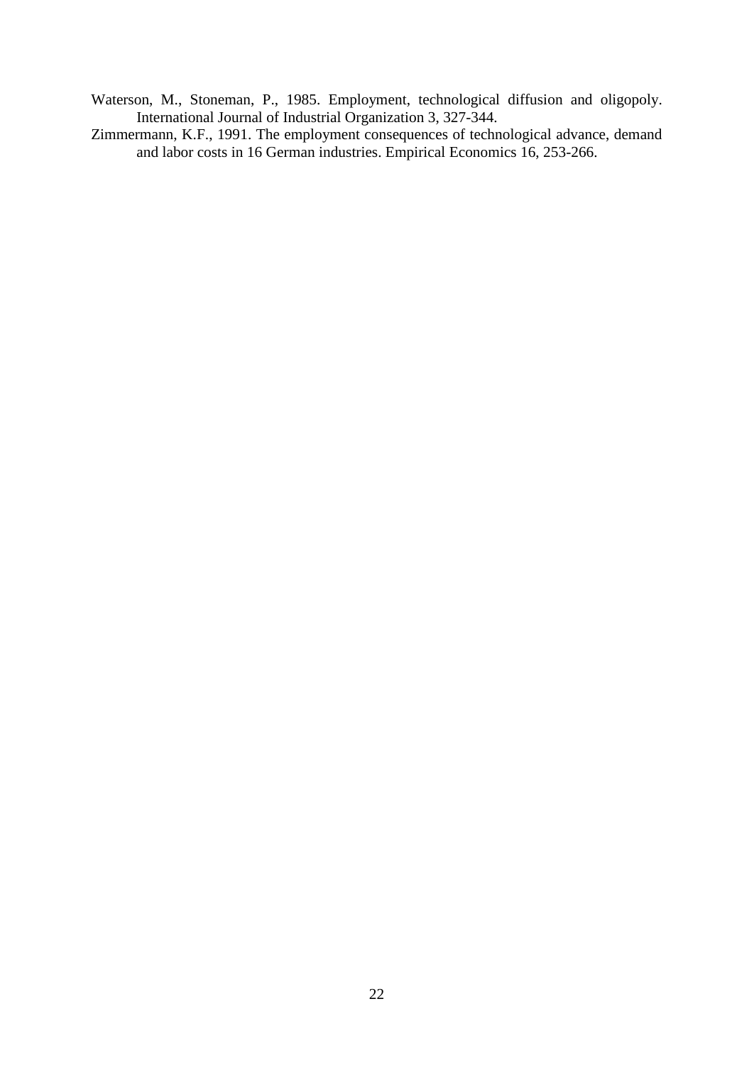Waterson, M., Stoneman, P., 1985. Employment, technological diffusion and oligopoly. International Journal of Industrial Organization 3, 327-344.

Zimmermann, K.F., 1991. The employment consequences of technological advance, demand and labor costs in 16 German industries. Empirical Economics 16, 253-266.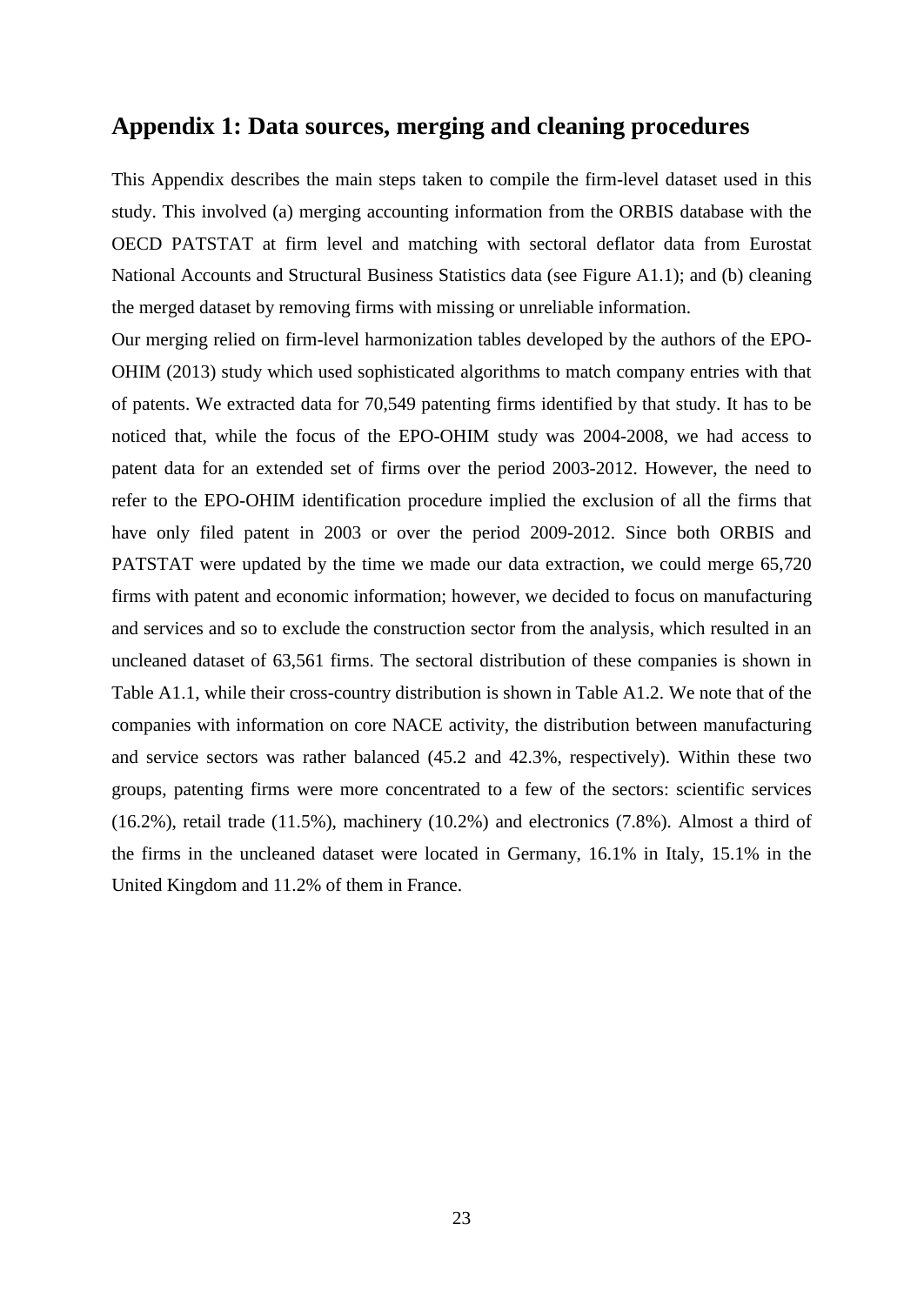## Appendix 1: Data sources, merging and cleaning procedures

This Appendix describes the main steps taken to compile the firm-level dataset used in this study. This involved (a) merging accounting information from the ORBIS database with the OECD PATSTAT at firm level and matching with sectoral deflator data from Eurostat National Accounts and Structural Business Statistics data (see Figure A1.1); and (b) cleaning the merged dataset by removing firms with missing or unreliable information.

Our merging relied on firm-level harmonization tables developed by the authors of the EPO-OHIM (2013) study which used sophisticated algorithms to match company entries with that of patents. We extracted data for 70,549 patenting firms identified by that study. It has to be noticed that, while the focus of the EPO-OHIM study was 2004-2008, we had access to patent data for an extended set of firms over the period 2003-2012. However, the need to refer to the EPO-OHIM identification procedure implied the exclusion of all the firms that have only filed patent in 2003 or over the period 2009-2012. Since both ORBIS and PATSTAT were updated by the time we made our data extraction, we could merge 65,720 firms with patent and economic information; however, we decided to focus on manufacturing and services and so to exclude the construction sector from the analysis, which resulted in an uncleaned dataset of 63,561 firms. The sectoral distribution of these companies is shown in Table A1.1, while their cross-country distribution is shown in Table A1.2. We note that of the companies with information on core NACE activity, the distribution between manufacturing and service sectors was rather balanced (45.2 and 42.3%, respectively). Within these two groups, patenting firms were more concentrated to a few of the sectors: scientific services (16.2%), retail trade (11.5%), machinery (10.2%) and electronics (7.8%). Almost a third of the firms in the uncleaned dataset were located in Germany, 16.1% in Italy, 15.1% in the United Kingdom and 11.2% of them in France.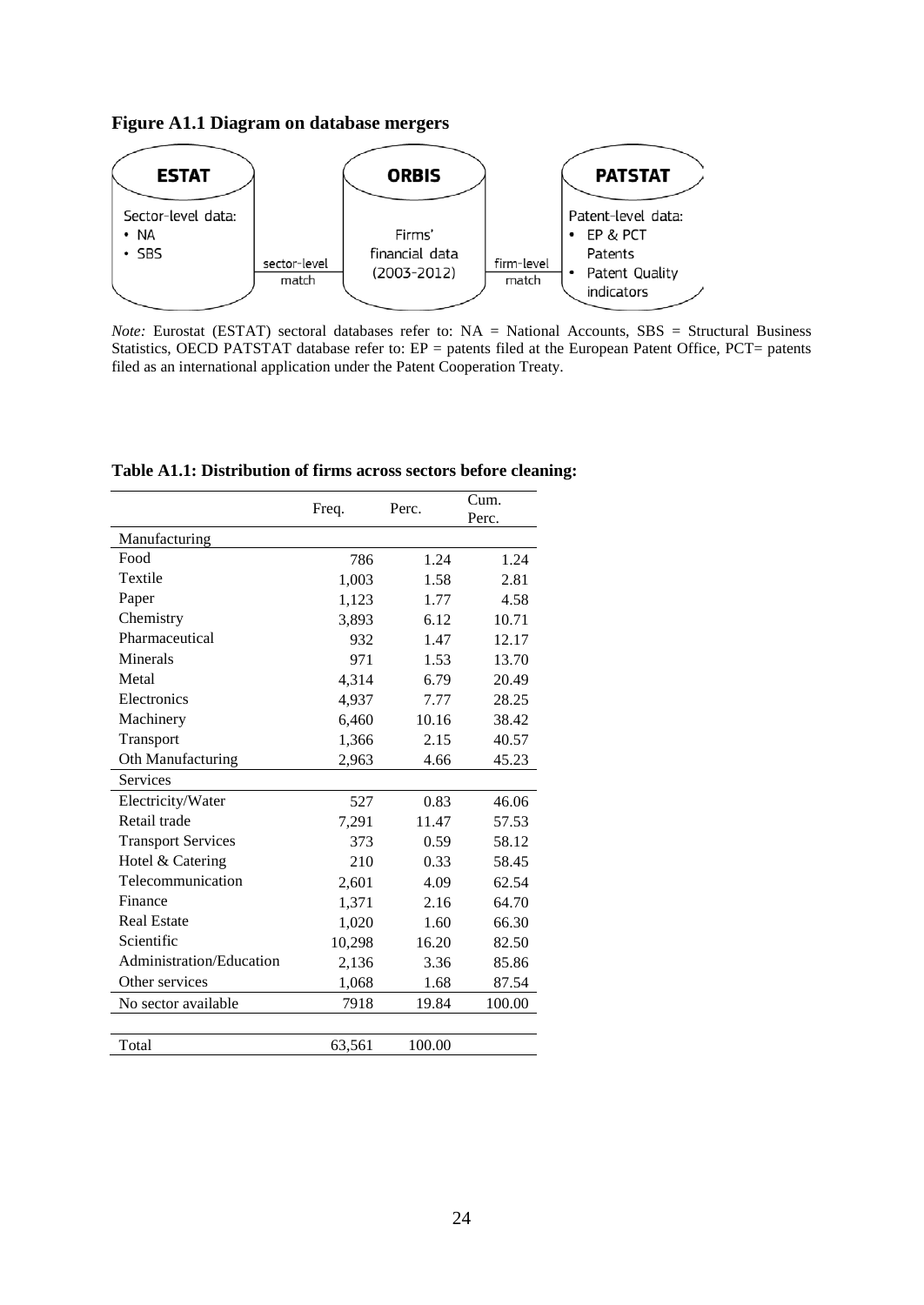**Figure A1.1 Diagram on database mergers**

ESTAT

Sector-level data:
- NA
- SBS

sector-level match

ORBIS

Firms' financial data (2003-2012)

firm-level match

PATSTAT

Patent-level data:
- EP & PCT Patents
- Patent Quality indicators

*Note:* Eurostat (ESTAT) sectoral databases refer to: NA = National Accounts, SBS = Structural Business Statistics, OECD PATSTAT database refer to: EP = patents filed at the European Patent Office, PCT= patents filed as an international application under the Patent Cooperation Treaty.

**Table A1.1: Distribution of firms across sectors before cleaning:**

| | Freq. | Perc. | Cum. Perc. |
|---|---|---|---|
| Manufacturing | | | |
| Food | 786 | 1.24 | 1.24 |
| Textile | 1,003 | 1.58 | 2.81 |
| Paper | 1,123 | 1.77 | 4.58 |
| Chemistry | 3,893 | 6.12 | 10.71 |
| Pharmaceutical | 932 | 1.47 | 12.17 |
| Minerals | 971 | 1.53 | 13.70 |
| Metal | 4,314 | 6.79 | 20.49 |
| Electronics | 4,937 | 7.77 | 28.25 |
| Machinery | 6,460 | 10.16 | 38.42 |
| Transport | 1,366 | 2.15 | 40.57 |
| Oth Manufacturing | 2,963 | 4.66 | 45.23 |
| Services | | | |
| Electricity/Water | 527 | 0.83 | 46.06 |
| Retail trade | 7,291 | 11.47 | 57.53 |
| Transport Services | 373 | 0.59 | 58.12 |
| Hotel & Catering | 210 | 0.33 | 58.45 |
| Telecommunication | 2,601 | 4.09 | 62.54 |
| Finance | 1,371 | 2.16 | 64.70 |
| Real Estate | 1,020 | 1.60 | 66.30 |
| Scientific | 10,298 | 16.20 | 82.50 |
| Administration/Education | 2,136 | 3.36 | 85.86 |
| Other services | 1,068 | 1.68 | 87.54 |
| No sector available | 7918 | 19.84 | 100.00 |
| | | | |
| Total | 63,561 | 100.00 | |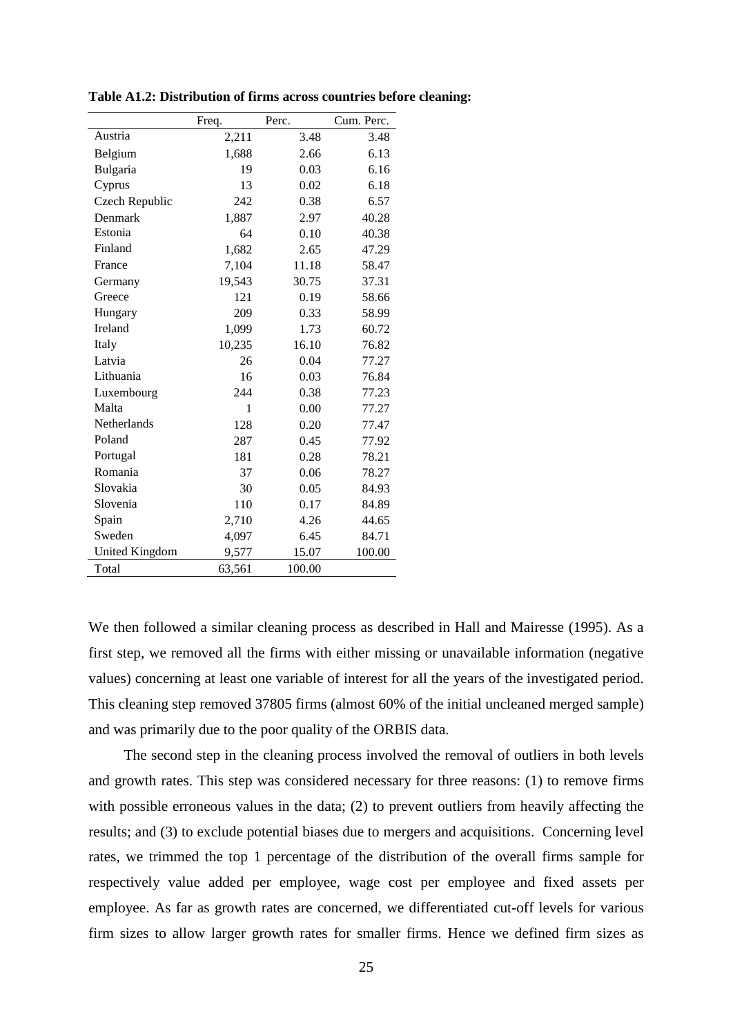**Table A1.2: Distribution of firms across countries before cleaning:**

| | Freq. | Perc. | Cum. Perc. |
|---|---|---|---|
| Austria | 2,211 | 3.48 | 3.48 |
| Belgium | 1,688 | 2.66 | 6.13 |
| Bulgaria | 19 | 0.03 | 6.16 |
| Cyprus | 13 | 0.02 | 6.18 |
| Czech Republic | 242 | 0.38 | 6.57 |
| Denmark | 1,887 | 2.97 | 40.28 |
| Estonia | 64 | 0.10 | 40.38 |
| Finland | 1,682 | 2.65 | 47.29 |
| France | 7,104 | 11.18 | 58.47 |
| Germany | 19,543 | 30.75 | 37.31 |
| Greece | 121 | 0.19 | 58.66 |
| Hungary | 209 | 0.33 | 58.99 |
| Ireland | 1,099 | 1.73 | 60.72 |
| Italy | 10,235 | 16.10 | 76.82 |
| Latvia | 26 | 0.04 | 77.27 |
| Lithuania | 16 | 0.03 | 76.84 |
| Luxembourg | 244 | 0.38 | 77.23 |
| Malta | 1 | 0.00 | 77.27 |
| Netherlands | 128 | 0.20 | 77.47 |
| Poland | 287 | 0.45 | 77.92 |
| Portugal | 181 | 0.28 | 78.21 |
| Romania | 37 | 0.06 | 78.27 |
| Slovakia | 30 | 0.05 | 84.93 |
| Slovenia | 110 | 0.17 | 84.89 |
| Spain | 2,710 | 4.26 | 44.65 |
| Sweden | 4,097 | 6.45 | 84.71 |
| United Kingdom | 9,577 | 15.07 | 100.00 |
| Total | 63,561 | 100.00 | |

We then followed a similar cleaning process as described in Hall and Mairesse (1995). As a first step, we removed all the firms with either missing or unavailable information (negative values) concerning at least one variable of interest for all the years of the investigated period. This cleaning step removed 37805 firms (almost 60% of the initial uncleaned merged sample) and was primarily due to the poor quality of the ORBIS data.

The second step in the cleaning process involved the removal of outliers in both levels and growth rates. This step was considered necessary for three reasons: (1) to remove firms with possible erroneous values in the data; (2) to prevent outliers from heavily affecting the results; and (3) to exclude potential biases due to mergers and acquisitions. Concerning level rates, we trimmed the top 1 percentage of the distribution of the overall firms sample for respectively value added per employee, wage cost per employee and fixed assets per employee. As far as growth rates are concerned, we differentiated cut-off levels for various firm sizes to allow larger growth rates for smaller firms. Hence we defined firm sizes as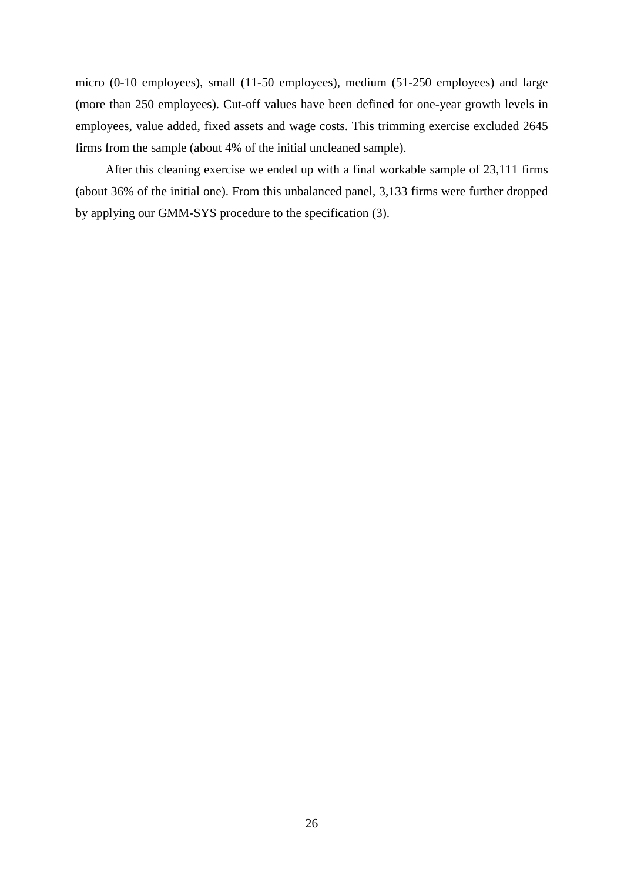micro (0-10 employees), small (11-50 employees), medium (51-250 employees) and large (more than 250 employees). Cut-off values have been defined for one-year growth levels in employees, value added, fixed assets and wage costs. This trimming exercise excluded 2645 firms from the sample (about 4% of the initial uncleaned sample).

After this cleaning exercise we ended up with a final workable sample of 23,111 firms (about 36% of the initial one). From this unbalanced panel, 3,133 firms were further dropped by applying our GMM-SYS procedure to the specification (3).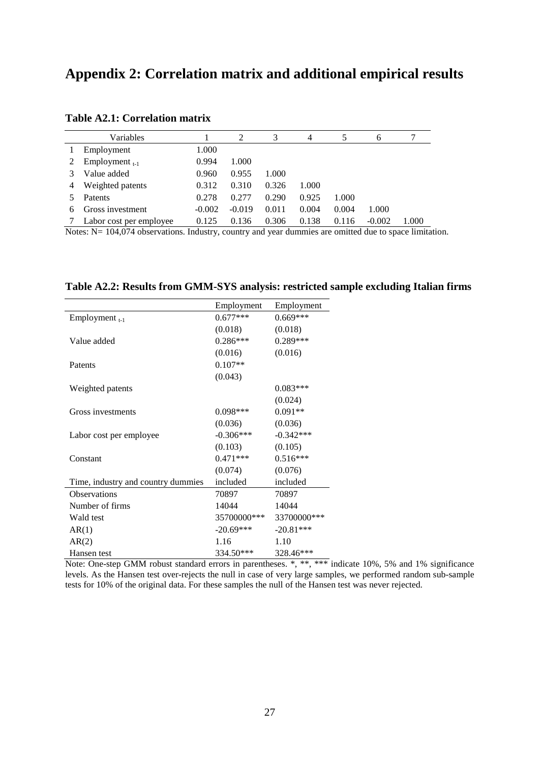# Appendix 2: Correlation matrix and additional empirical results

**Table A2.1: Correlation matrix**

| | Variables | 1 | 2 | 3 | 4 | 5 | 6 | 7 |
|---|---|---|---|---|---|---|---|---|
| 1 | Employment | 1.000 | | | | | | |
| 2 | Employment $_{t-1}$ | 0.994 | 1.000 | | | | | |
| 3 | Value added | 0.960 | 0.955 | 1.000 | | | | |
| 4 | Weighted patents | 0.312 | 0.310 | 0.326 | 1.000 | | | |
| 5 | Patents | 0.278 | 0.277 | 0.290 | 0.925 | 1.000 | | |
| 6 | Gross investment | -0.002 | -0.019 | 0.011 | 0.004 | 0.004 | 1.000 | |
| 7 | Labor cost per employee | 0.125 | 0.136 | 0.306 | 0.138 | 0.116 | -0.002 | 1.000 |

Notes: N= 104,074 observations. Industry, country and year dummies are omitted due to space limitation.

**Table A2.2: Results from GMM-SYS analysis: restricted sample excluding Italian firms**

| | Employment | Employment |
|---|---|---|
| Employment $_{t-1}$ | 0.677*** | 0.669*** |
| | (0.018) | (0.018) |
| Value added | 0.286*** | 0.289*** |
| | (0.016) | (0.016) |
| Patents | 0.107** | |
| | (0.043) | |
| Weighted patents | | 0.083*** |
| | | (0.024) |
| Gross investments | 0.098*** | 0.091** |
| | (0.036) | (0.036) |
| Labor cost per employee | -0.306*** | -0.342*** |
| | (0.103) | (0.105) |
| Constant | 0.471*** | 0.516*** |
| | (0.074) | (0.076) |
| Time, industry and country dummies | included | included |
| Observations | 70897 | 70897 |
| Number of firms | 14044 | 14044 |
| Wald test | 35700000*** | 33700000*** |
| AR(1) | -20.69*** | -20.81*** |
| AR(2) | 1.16 | 1.10 |
| Hansen test | 334.50*** | 328.46*** |

Note: One-step GMM robust standard errors in parentheses. *, **, *** indicate 10%, 5% and 1% significance levels. As the Hansen test over-rejects the null in case of very large samples, we performed random sub-sample tests for 10% of the original data. For these samples the null of the Hansen test was never rejected.